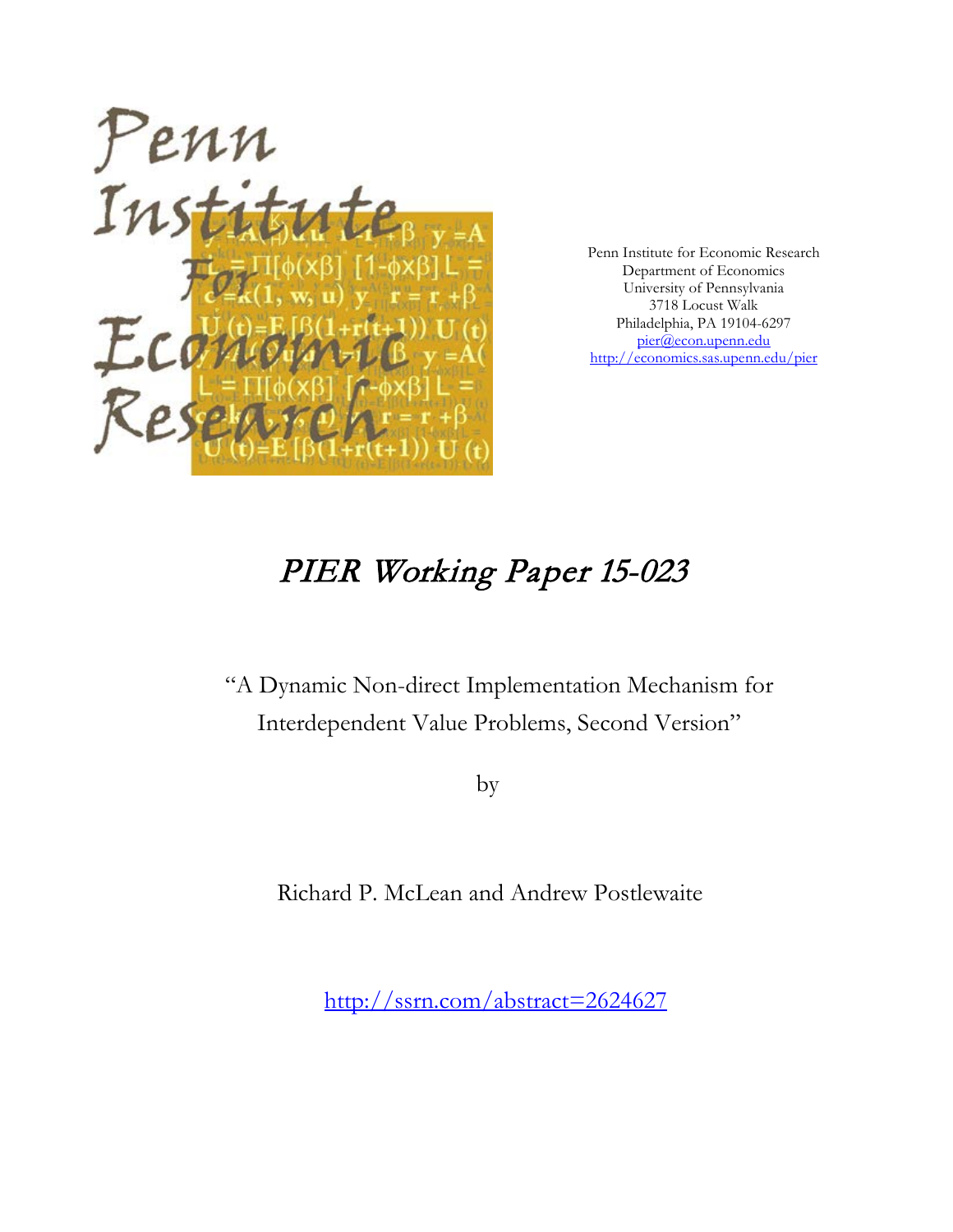Penn Institute for Economic Research
Department of Economics
University of Pennsylvania
3718 Locust Walk
Philadelphia, PA 19104-6297
pier@econ.upenn.edu
http://economics.sas.upenn.edu/pier

# *PIER Working Paper 15-023*

"A Dynamic Non-direct Implementation Mechanism for Interdependent Value Problems, Second Version"

by

Richard P. McLean and Andrew Postlewaite

http://ssrn.com/abstract=2624627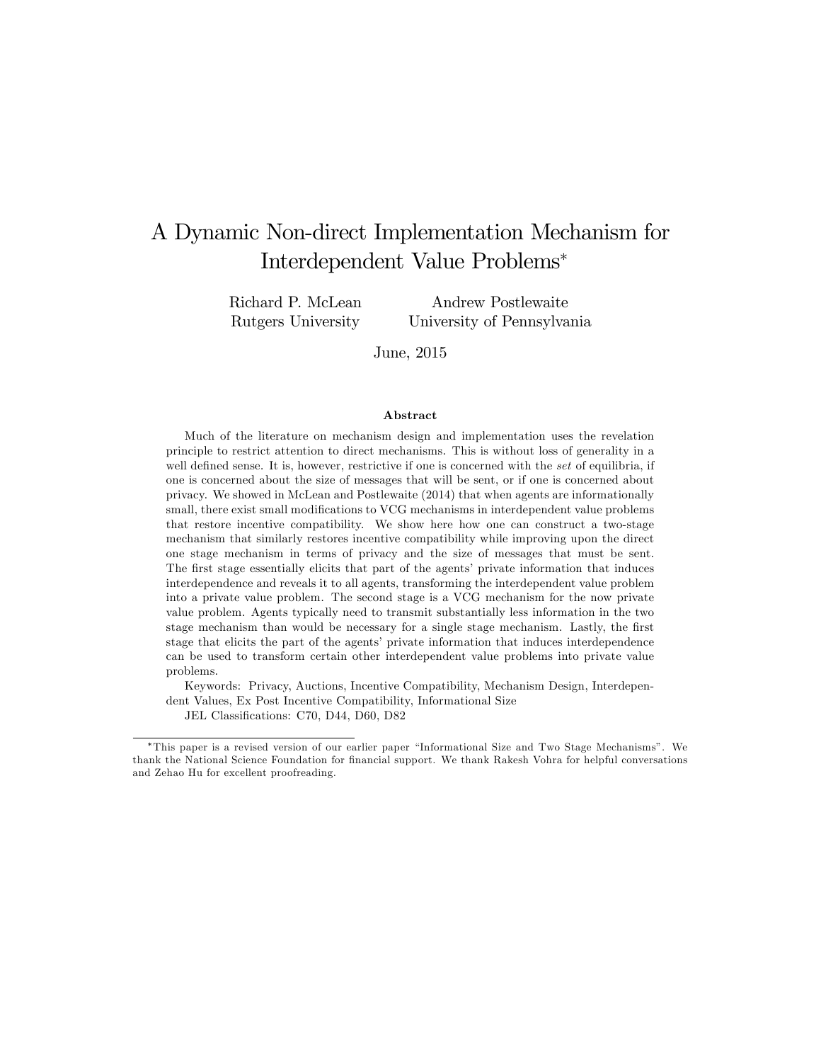# A Dynamic Non-direct Implementation Mechanism for Interdependent Value Problems*

Richard P. McLean
Rutgers University

Andrew Postlewaite
University of Pennsylvania

June, 2015

### Abstract

Much of the literature on mechanism design and implementation uses the revelation principle to restrict attention to direct mechanisms. This is without loss of generality in a well defined sense. It is, however, restrictive if one is concerned with the *set* of equilibria, if one is concerned about the size of messages that will be sent, or if one is concerned about privacy. We showed in McLean and Postlewaite (2014) that when agents are informationally small, there exist small modifications to VCG mechanisms in interdependent value problems that restore incentive compatibility. We show here how one can construct a two-stage mechanism that similarly restores incentive compatibility while improving upon the direct one stage mechanism in terms of privacy and the size of messages that must be sent. The first stage essentially elicits that part of the agents' private information that induces interdependence and reveals it to all agents, transforming the interdependent value problem into a private value problem. The second stage is a VCG mechanism for the now private value problem. Agents typically need to transmit substantially less information in the two stage mechanism than would be necessary for a single stage mechanism. Lastly, the first stage that elicits the part of the agents' private information that induces interdependence can be used to transform certain other interdependent value problems into private value problems.

Keywords: Privacy, Auctions, Incentive Compatibility, Mechanism Design, Interdependent Values, Ex Post Incentive Compatibility, Informational Size

JEL Classifications: C70, D44, D60, D82

---

*This paper is a revised version of our earlier paper "Informational Size and Two Stage Mechanisms". We thank the National Science Foundation for financial support. We thank Rakesh Vohra for helpful conversations and Zehao Hu for excellent proofreading.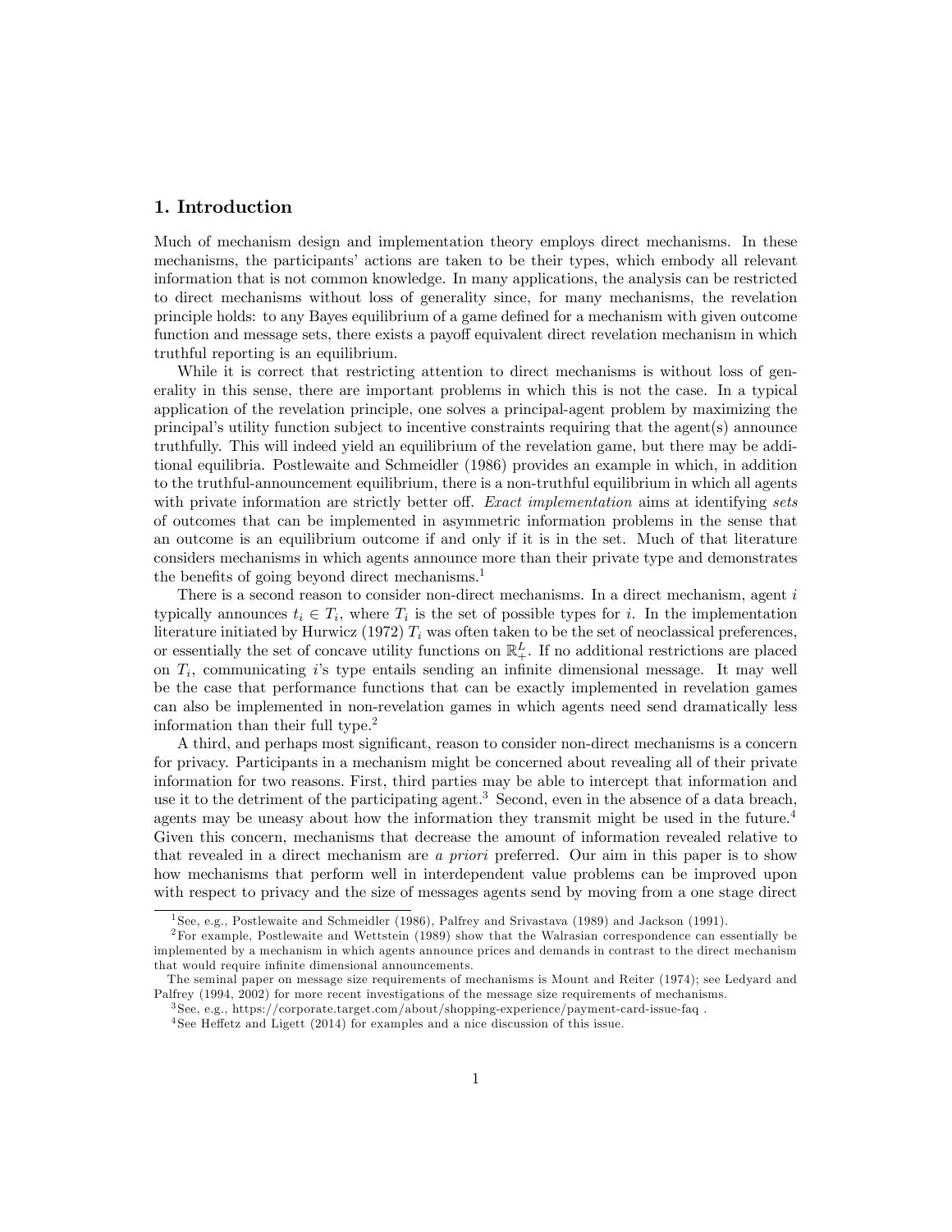## 1. Introduction

Much of mechanism design and implementation theory employs direct mechanisms. In these mechanisms, the participants' actions are taken to be their types, which embody all relevant information that is not common knowledge. In many applications, the analysis can be restricted to direct mechanisms without loss of generality since, for many mechanisms, the revelation principle holds: to any Bayes equilibrium of a game defined for a mechanism with given outcome function and message sets, there exists a payoff equivalent direct revelation mechanism in which truthful reporting is an equilibrium.

While it is correct that restricting attention to direct mechanisms is without loss of generality in this sense, there are important problems in which this is not the case. In a typical application of the revelation principle, one solves a principal-agent problem by maximizing the principal's utility function subject to incentive constraints requiring that the agent(s) announce truthfully. This will indeed yield an equilibrium of the revelation game, but there may be additional equilibria. Postlewaite and Schmeidler (1986) provides an example in which, in addition to the truthful-announcement equilibrium, there is a non-truthful equilibrium in which all agents with private information are strictly better off. *Exact implementation* aims at identifying *sets* of outcomes that can be implemented in asymmetric information problems in the sense that an outcome is an equilibrium outcome if and only if it is in the set. Much of that literature considers mechanisms in which agents announce more than their private type and demonstrates the benefits of going beyond direct mechanisms.[1]

There is a second reason to consider non-direct mechanisms. In a direct mechanism, agent $i$ typically announces $t_i \in T_i$, where $T_i$ is the set of possible types for $i$. In the implementation literature initiated by Hurwicz (1972) $T_i$ was often taken to be the set of neoclassical preferences, or essentially the set of concave utility functions on $\mathbb{R}^L_+$. If no additional restrictions are placed on $T_i$, communicating $i$'s type entails sending an infinite dimensional message. It may well be the case that performance functions that can be exactly implemented in revelation games can also be implemented in non-revelation games in which agents need send dramatically less information than their full type.[2]

A third, and perhaps most significant, reason to consider non-direct mechanisms is a concern for privacy. Participants in a mechanism might be concerned about revealing all of their private information for two reasons. First, third parties may be able to intercept that information and use it to the detriment of the participating agent.[3] Second, even in the absence of a data breach, agents may be uneasy about how the information they transmit might be used in the future.[4] Given this concern, mechanisms that decrease the amount of information revealed relative to that revealed in a direct mechanism are *a priori* preferred. Our aim in this paper is to show how mechanisms that perform well in interdependent value problems can be improved upon with respect to privacy and the size of messages agents send by moving from a one stage direct

[1] See, e.g., Postlewaite and Schmeidler (1986), Palfrey and Srivastava (1989) and Jackson (1991).

[2] For example, Postlewaite and Wettstein (1989) show that the Walrasian correspondence can essentially be implemented by a mechanism in which agents announce prices and demands in contrast to the direct mechanism that would require infinite dimensional announcements.

The seminal paper on message size requirements of mechanisms is Mount and Reiter (1974); see Ledyard and Palfrey (1994, 2002) for more recent investigations of the message size requirements of mechanisms.

[3] See, e.g., https://corporate.target.com/about/shopping-experience/payment-card-issue-faq .

[4] See Heffetz and Ligett (2014) for examples and a nice discussion of this issue.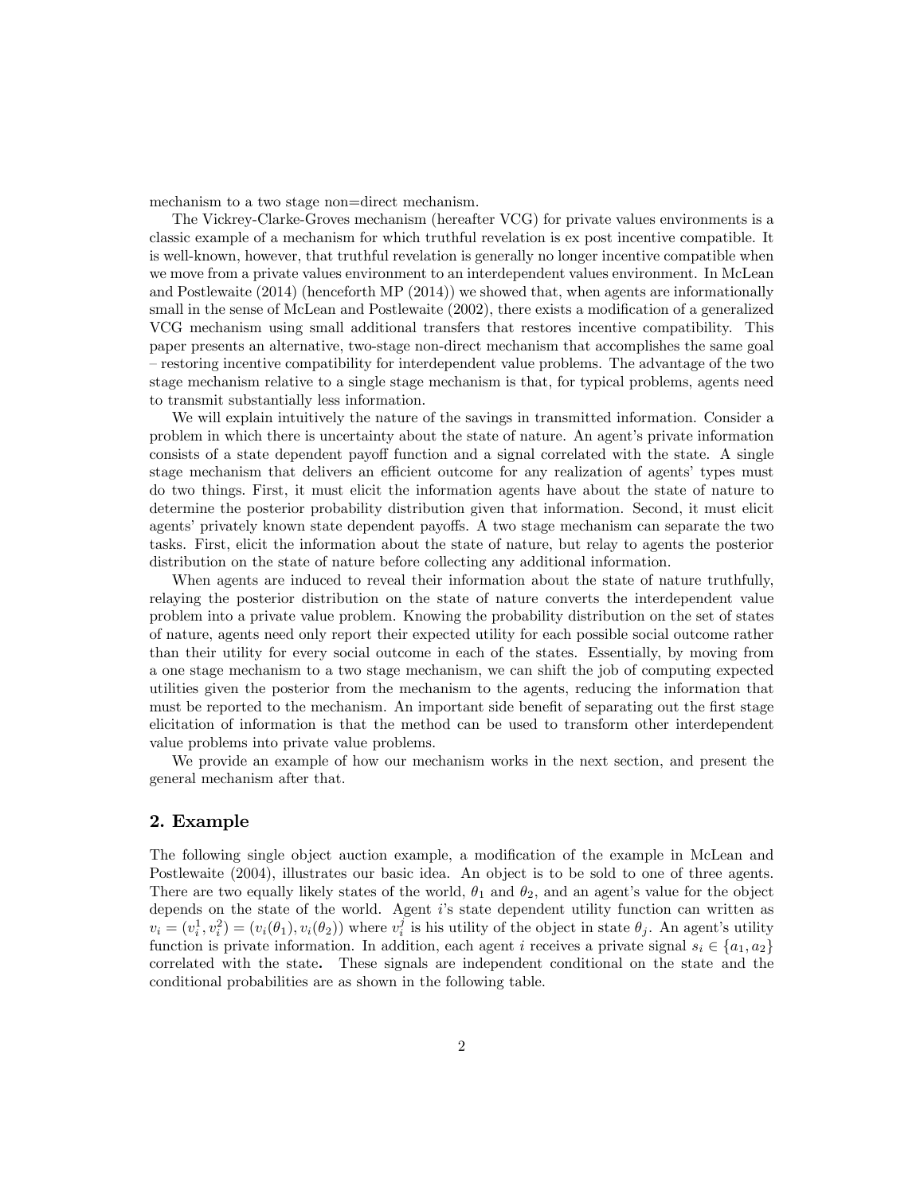mechanism to a two stage non=direct mechanism.

The Vickrey-Clarke-Groves mechanism (hereafter VCG) for private values environments is a classic example of a mechanism for which truthful revelation is ex post incentive compatible. It is well-known, however, that truthful revelation is generally no longer incentive compatible when we move from a private values environment to an interdependent values environment. In McLean and Postlewaite (2014) (henceforth MP (2014)) we showed that, when agents are informationally small in the sense of McLean and Postlewaite (2002), there exists a modification of a generalized VCG mechanism using small additional transfers that restores incentive compatibility. This paper presents an alternative, two-stage non-direct mechanism that accomplishes the same goal – restoring incentive compatibility for interdependent value problems. The advantage of the two stage mechanism relative to a single stage mechanism is that, for typical problems, agents need to transmit substantially less information.

We will explain intuitively the nature of the savings in transmitted information. Consider a problem in which there is uncertainty about the state of nature. An agent's private information consists of a state dependent payoff function and a signal correlated with the state. A single stage mechanism that delivers an efficient outcome for any realization of agents' types must do two things. First, it must elicit the information agents have about the state of nature to determine the posterior probability distribution given that information. Second, it must elicit agents' privately known state dependent payoffs. A two stage mechanism can separate the two tasks. First, elicit the information about the state of nature, but relay to agents the posterior distribution on the state of nature before collecting any additional information.

When agents are induced to reveal their information about the state of nature truthfully, relaying the posterior distribution on the state of nature converts the interdependent value problem into a private value problem. Knowing the probability distribution on the set of states of nature, agents need only report their expected utility for each possible social outcome rather than their utility for every social outcome in each of the states. Essentially, by moving from a one stage mechanism to a two stage mechanism, we can shift the job of computing expected utilities given the posterior from the mechanism to the agents, reducing the information that must be reported to the mechanism. An important side benefit of separating out the first stage elicitation of information is that the method can be used to transform other interdependent value problems into private value problems.

We provide an example of how our mechanism works in the next section, and present the general mechanism after that.

## 2. Example

The following single object auction example, a modification of the example in McLean and Postlewaite (2004), illustrates our basic idea. An object is to be sold to one of three agents. There are two equally likely states of the world, $\theta_1$ and $\theta_2$, and an agent's value for the object depends on the state of the world. Agent $i$'s state dependent utility function can written as $v_i = (v_i^1, v_i^2) = (v_i(\theta_1), v_i(\theta_2))$ where $v_i^j$ is his utility of the object in state $\theta_j$. An agent's utility function is private information. In addition, each agent $i$ receives a private signal $s_i \in \{a_1, a_2\}$ correlated with the state**.** These signals are independent conditional on the state and the conditional probabilities are as shown in the following table.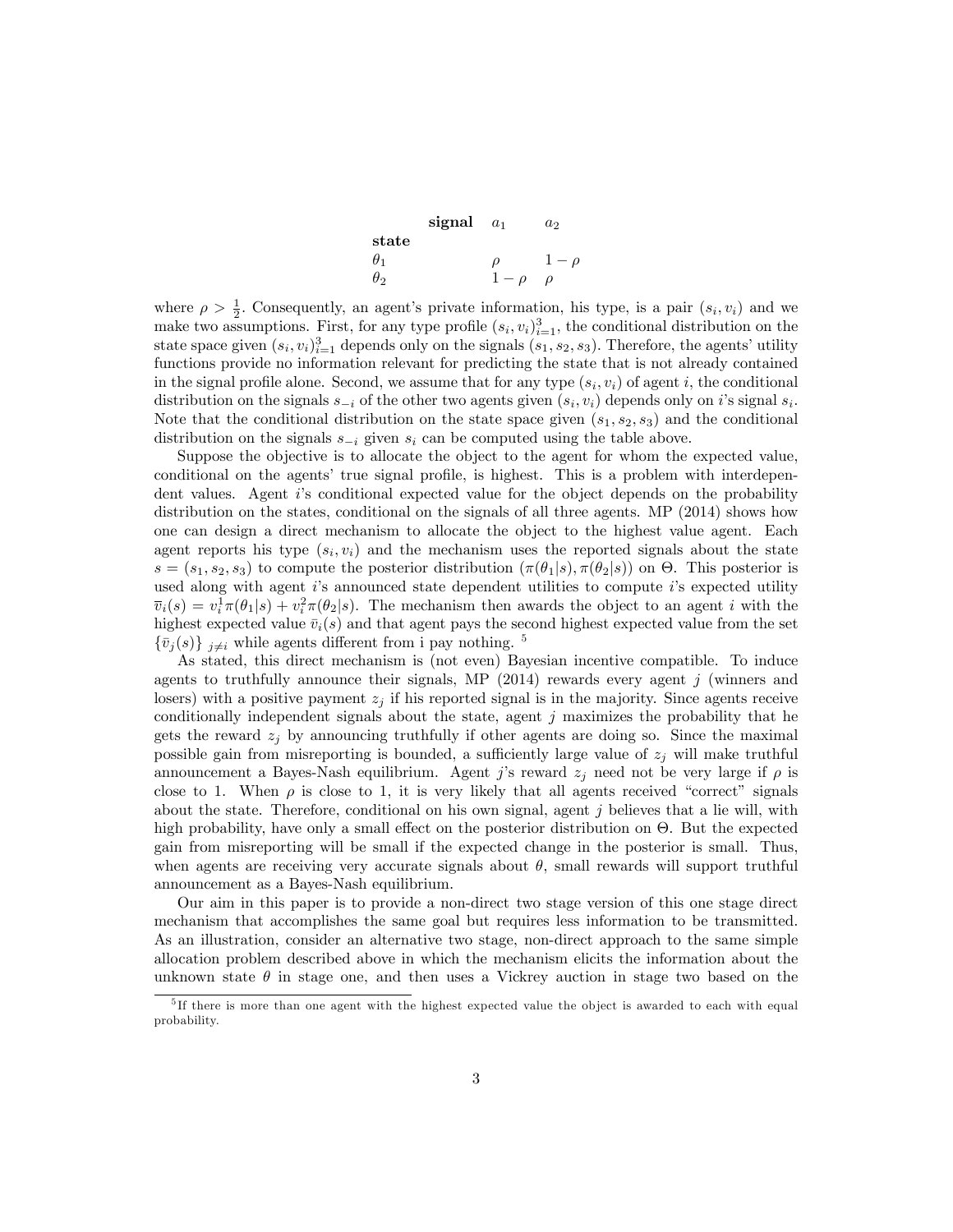| state \ signal | $a_1$ | $a_2$ |
|---|---|---|
| $\theta_1$ | $\rho$ | $1-\rho$ |
| $\theta_2$ | $1-\rho$ | $\rho$ |

where $\rho > \frac{1}{2}$. Consequently, an agent's private information, his type, is a pair $(s_i, v_i)$ and we make two assumptions. First, for any type profile $(s_i, v_i)_{i=1}^3$, the conditional distribution on the state space given $(s_i, v_i)_{i=1}^3$ depends only on the signals $(s_1, s_2, s_3)$. Therefore, the agents' utility functions provide no information relevant for predicting the state that is not already contained in the signal profile alone. Second, we assume that for any type $(s_i, v_i)$ of agent $i$, the conditional distribution on the signals $s_{-i}$ of the other two agents given $(s_i, v_i)$ depends only on $i$'s signal $s_i$. Note that the conditional distribution on the state space given $(s_1, s_2, s_3)$ and the conditional distribution on the signals $s_{-i}$ given $s_i$ can be computed using the table above.

Suppose the objective is to allocate the object to the agent for whom the expected value, conditional on the agents' true signal profile, is highest. This is a problem with interdependent values. Agent $i$'s conditional expected value for the object depends on the probability distribution on the states, conditional on the signals of all three agents. MP (2014) shows how one can design a direct mechanism to allocate the object to the highest value agent. Each agent reports his type $(s_i, v_i)$ and the mechanism uses the reported signals about the state $s = (s_1, s_2, s_3)$ to compute the posterior distribution $(\pi(\theta_1|s), \pi(\theta_2|s))$ on $\Theta$. This posterior is used along with agent $i$'s announced state dependent utilities to compute $i$'s expected utility $\overline{v}_i(s) = v_i^1 \pi(\theta_1|s) + v_i^2 \pi(\theta_2|s)$. The mechanism then awards the object to an agent $i$ with the highest expected value $\bar{v}_i(s)$ and that agent pays the second highest expected value from the set $\{\bar{v}_j(s)\}_{j \neq i}$ while agents different from i pay nothing. [5]

As stated, this direct mechanism is (not even) Bayesian incentive compatible. To induce agents to truthfully announce their signals, MP (2014) rewards every agent $j$ (winners and losers) with a positive payment $z_j$ if his reported signal is in the majority. Since agents receive conditionally independent signals about the state, agent $j$ maximizes the probability that he gets the reward $z_j$ by announcing truthfully if other agents are doing so. Since the maximal possible gain from misreporting is bounded, a sufficiently large value of $z_j$ will make truthful announcement a Bayes-Nash equilibrium. Agent $j$'s reward $z_j$ need not be very large if $\rho$ is close to 1. When $\rho$ is close to 1, it is very likely that all agents received "correct" signals about the state. Therefore, conditional on his own signal, agent $j$ believes that a lie will, with high probability, have only a small effect on the posterior distribution on $\Theta$. But the expected gain from misreporting will be small if the expected change in the posterior is small. Thus, when agents are receiving very accurate signals about $\theta$, small rewards will support truthful announcement as a Bayes-Nash equilibrium.

Our aim in this paper is to provide a non-direct two stage version of this one stage direct mechanism that accomplishes the same goal but requires less information to be transmitted. As an illustration, consider an alternative two stage, non-direct approach to the same simple allocation problem described above in which the mechanism elicits the information about the unknown state $\theta$ in stage one, and then uses a Vickrey auction in stage two based on the

[5] If there is more than one agent with the highest expected value the object is awarded to each with equal probability.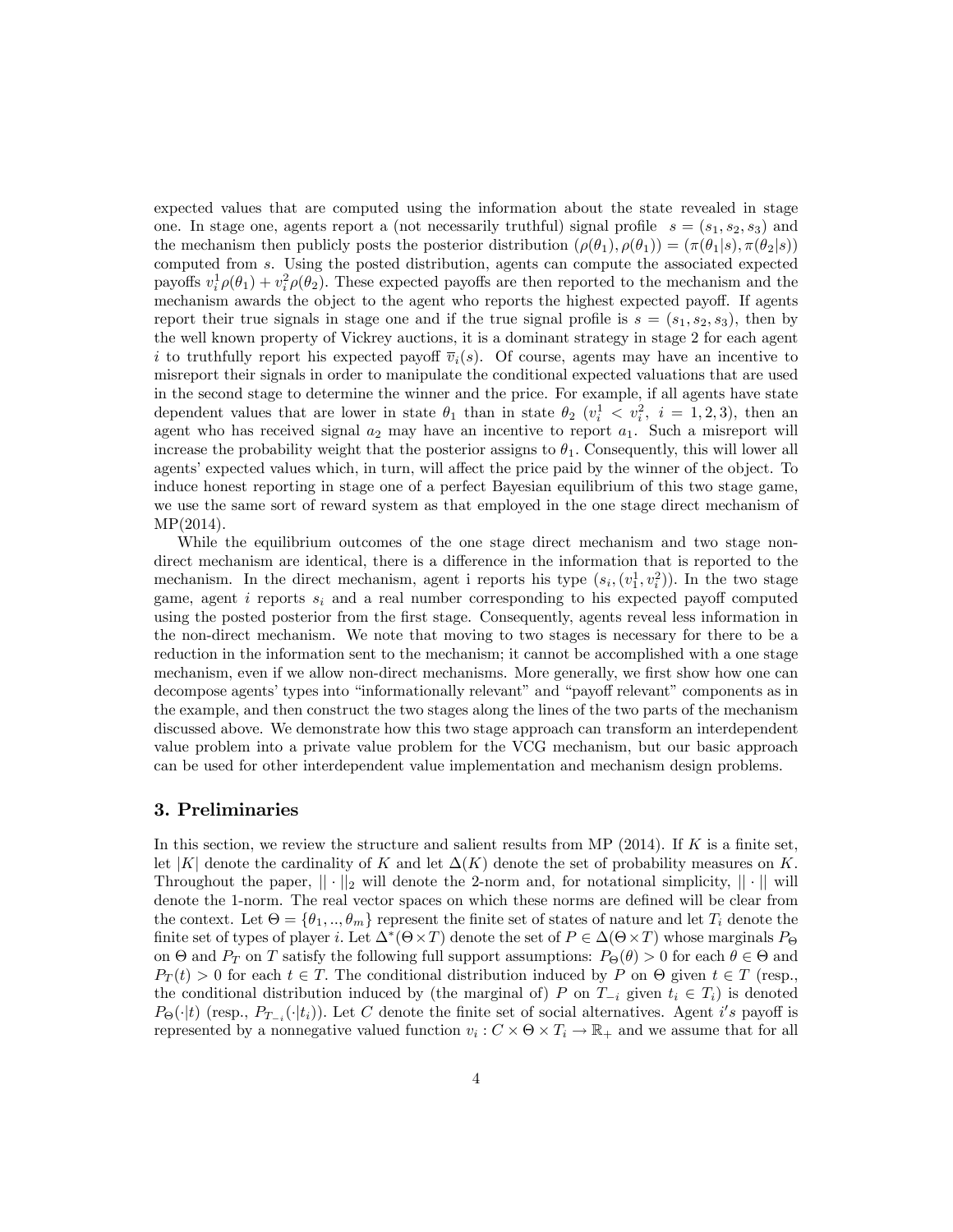expected values that are computed using the information about the state revealed in stage one. In stage one, agents report a (not necessarily truthful) signal profile $s = (s_1, s_2, s_3)$ and the mechanism then publicly posts the posterior distribution $(\rho(\theta_1), \rho(\theta_1)) = (\pi(\theta_1|s), \pi(\theta_2|s))$ computed from $s$. Using the posted distribution, agents can compute the associated expected payoffs $v_i^1\rho(\theta_1) + v_i^2\rho(\theta_2)$. These expected payoffs are then reported to the mechanism and the mechanism awards the object to the agent who reports the highest expected payoff. If agents report their true signals in stage one and if the true signal profile is $s = (s_1, s_2, s_3)$, then by the well known property of Vickrey auctions, it is a dominant strategy in stage 2 for each agent $i$ to truthfully report his expected payoff $\overline{v}_i(s)$. Of course, agents may have an incentive to misreport their signals in order to manipulate the conditional expected valuations that are used in the second stage to determine the winner and the price. For example, if all agents have state dependent values that are lower in state $\theta_1$ than in state $\theta_2$ ($v_i^1 < v_i^2$, $i = 1, 2, 3$), then an agent who has received signal $a_2$ may have an incentive to report $a_1$. Such a misreport will increase the probability weight that the posterior assigns to $\theta_1$. Consequently, this will lower all agents' expected values which, in turn, will affect the price paid by the winner of the object. To induce honest reporting in stage one of a perfect Bayesian equilibrium of this two stage game, we use the same sort of reward system as that employed in the one stage direct mechanism of MP(2014).

While the equilibrium outcomes of the one stage direct mechanism and two stage non-direct mechanism are identical, there is a difference in the information that is reported to the mechanism. In the direct mechanism, agent i reports his type $(s_i, (v_1^1, v_i^2))$. In the two stage game, agent $i$ reports $s_i$ and a real number corresponding to his expected payoff computed using the posted posterior from the first stage. Consequently, agents reveal less information in the non-direct mechanism. We note that moving to two stages is necessary for there to be a reduction in the information sent to the mechanism; it cannot be accomplished with a one stage mechanism, even if we allow non-direct mechanisms. More generally, we first show how one can decompose agents' types into "informationally relevant" and "payoff relevant" components as in the example, and then construct the two stages along the lines of the two parts of the mechanism discussed above. We demonstrate how this two stage approach can transform an interdependent value problem into a private value problem for the VCG mechanism, but our basic approach can be used for other interdependent value implementation and mechanism design problems.

## 3. Preliminaries

In this section, we review the structure and salient results from MP (2014). If $K$ is a finite set, let $|K|$ denote the cardinality of $K$ and let $\Delta(K)$ denote the set of probability measures on $K$. Throughout the paper, $||\cdot||_2$ will denote the 2-norm and, for notational simplicity, $||\cdot||$ will denote the 1-norm. The real vector spaces on which these norms are defined will be clear from the context. Let $\Theta = \{\theta_1, .., \theta_m\}$ represent the finite set of states of nature and let $T_i$ denote the finite set of types of player $i$. Let $\Delta^*(\Theta \times T)$ denote the set of $P \in \Delta(\Theta \times T)$ whose marginals $P_\Theta$ on $\Theta$ and $P_T$ on $T$ satisfy the following full support assumptions: $P_\Theta(\theta) > 0$ for each $\theta \in \Theta$ and $P_T(t) > 0$ for each $t \in T$. The conditional distribution induced by $P$ on $\Theta$ given $t \in T$ (resp., the conditional distribution induced by (the marginal of) $P$ on $T_{-i}$ given $t_i \in T_i$) is denoted $P_\Theta(\cdot|t)$ (resp., $P_{T_{-i}}(\cdot|t_i)$). Let $C$ denote the finite set of social alternatives. Agent $i's$ payoff is represented by a nonnegative valued function $v_i : C \times \Theta \times T_i \to \mathbb{R}_+$ and we assume that for all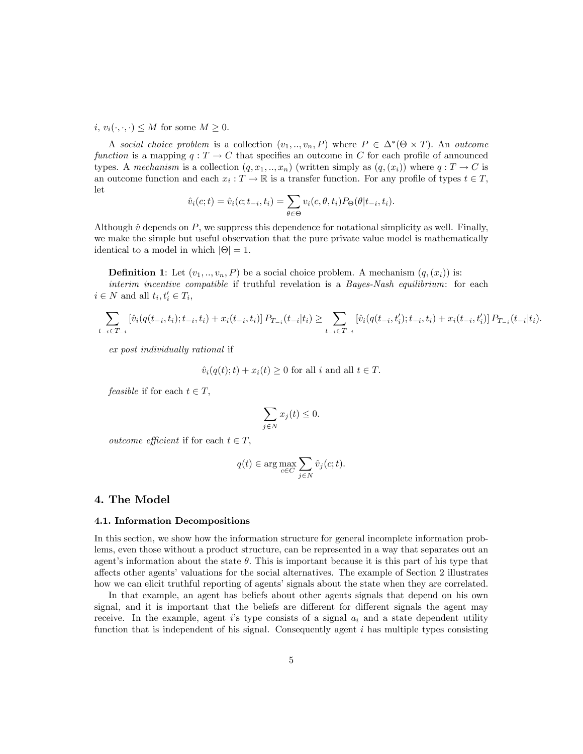$i$, $v_i(\cdot,\cdot,\cdot) \leq M$ for some $M \geq 0$.

A *social choice problem* is a collection $(v_1, .., v_n, P)$ where $P \in \Delta^*(\Theta \times T)$. An *outcome function* is a mapping $q : T \to C$ that specifies an outcome in $C$ for each profile of announced types. A *mechanism* is a collection $(q, x_1, .., x_n)$ (written simply as $(q, (x_i))$ where $q : T \to C$ is an outcome function and each $x_i : T \to \mathbb{R}$ is a transfer function. For any profile of types $t \in T$, let

$$\hat{v}_i(c; t) = \hat{v}_i(c; t_{-i}, t_i) = \sum_{\theta \in \Theta} v_i(c, \theta, t_i) P_\Theta(\theta | t_{-i}, t_i).$$

Although $\hat{v}$ depends on $P$, we suppress this dependence for notational simplicity as well. Finally, we make the simple but useful observation that the pure private value model is mathematically identical to a model in which $|\Theta| = 1$.

**Definition 1**: Let $(v_1, .., v_n, P)$ be a social choice problem. A mechanism $(q, (x_i))$ is:
*interim incentive compatible* if truthful revelation is a *Bayes-Nash equilibrium*: for each $i \in N$ and all $t_i, t_i' \in T_i$,

$$\sum_{t_{-i} \in T_{-i}} \left[\hat{v}_i(q(t_{-i}, t_i); t_{-i}, t_i) + x_i(t_{-i}, t_i)\right] P_{T_{-i}}(t_{-i}|t_i) \geq \sum_{t_{-i} \in T_{-i}} \left[\hat{v}_i(q(t_{-i}, t_i'); t_{-i}, t_i) + x_i(t_{-i}, t_i')\right] P_{T_{-i}}(t_{-i}|t_i).$$

*ex post individually rational* if

$$\hat{v}_i(q(t); t) + x_i(t) \geq 0 \text{ for all } i \text{ and all } t \in T.$$

*feasible* if for each $t \in T$,

$$\sum_{j \in N} x_j(t) \leq 0.$$

*outcome efficient* if for each $t \in T$,

$$q(t) \in \arg\max_{c \in C} \sum_{j \in N} \hat{v}_j(c; t).$$

## 4. The Model

### 4.1. Information Decompositions

In this section, we show how the information structure for general incomplete information problems, even those without a product structure, can be represented in a way that separates out an agent's information about the state $\theta$. This is important because it is this part of his type that affects other agents' valuations for the social alternatives. The example of Section 2 illustrates how we can elicit truthful reporting of agents' signals about the state when they are correlated.

In that example, an agent has beliefs about other agents signals that depend on his own signal, and it is important that the beliefs are different for different signals the agent may receive. In the example, agent $i$'s type consists of a signal $a_i$ and a state dependent utility function that is independent of his signal. Consequently agent $i$ has multiple types consisting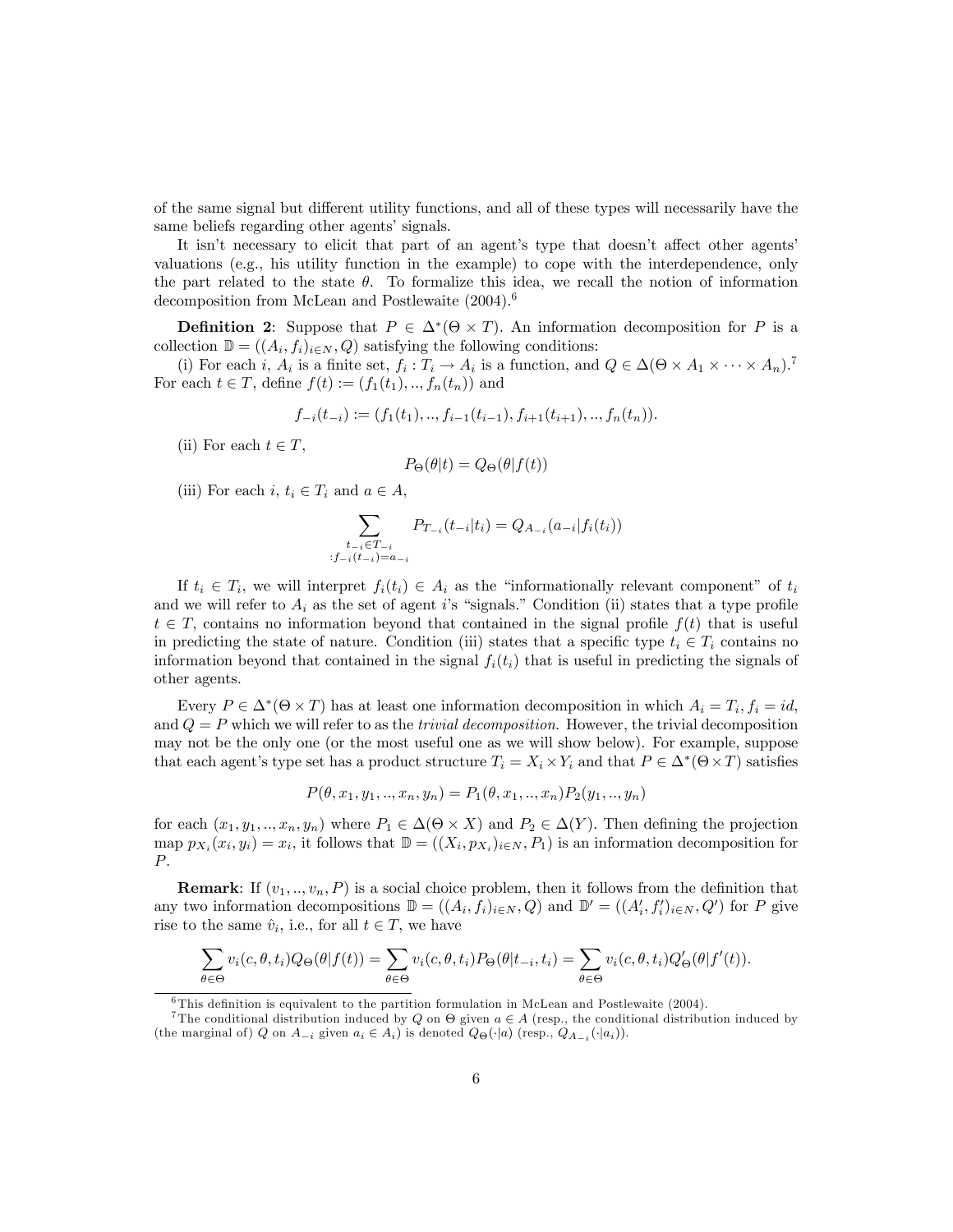of the same signal but different utility functions, and all of these types will necessarily have the same beliefs regarding other agents' signals.

It isn't necessary to elicit that part of an agent's type that doesn't affect other agents' valuations (e.g., his utility function in the example) to cope with the interdependence, only the part related to the state $\theta$. To formalize this idea, we recall the notion of information decomposition from McLean and Postlewaite (2004).[6]

**Definition 2**: Suppose that $P \in \Delta^*(\Theta \times T)$. An information decomposition for $P$ is a collection $\mathbb{D} = ((A_i, f_i)_{i\in N}, Q)$ satisfying the following conditions:

(i) For each $i$, $A_i$ is a finite set, $f_i : T_i \to A_i$ is a function, and $Q \in \Delta(\Theta \times A_1 \times \cdots \times A_n)$.[7] For each $t \in T$, define $f(t) := (f_1(t_1), .., f_n(t_n))$ and

$$f_{-i}(t_{-i}) := (f_1(t_1), .., f_{i-1}(t_{i-1}), f_{i+1}(t_{i+1}), .., f_n(t_n)).$$

(ii) For each $t \in T$,

$$P_\Theta(\theta|t) = Q_\Theta(\theta|f(t))$$

(iii) For each $i$, $t_i \in T_i$ and $a \in A$,

$$\sum_{\substack{t_{-i}\in T_{-i} \\ :f_{-i}(t_{-i})=a_{-i}}} P_{T_{-i}}(t_{-i}|t_i) = Q_{A_{-i}}(a_{-i}|f_i(t_i))$$

If $t_i \in T_i$, we will interpret $f_i(t_i) \in A_i$ as the "informationally relevant component" of $t_i$ and we will refer to $A_i$ as the set of agent $i$'s "signals." Condition (ii) states that a type profile $t \in T$, contains no information beyond that contained in the signal profile $f(t)$ that is useful in predicting the state of nature. Condition (iii) states that a specific type $t_i \in T_i$ contains no information beyond that contained in the signal $f_i(t_i)$ that is useful in predicting the signals of other agents.

Every $P \in \Delta^*(\Theta \times T)$ has at least one information decomposition in which $A_i = T_i, f_i = id$, and $Q = P$ which we will refer to as the *trivial decomposition*. However, the trivial decomposition may not be the only one (or the most useful one as we will show below). For example, suppose that each agent's type set has a product structure $T_i = X_i \times Y_i$ and that $P \in \Delta^*(\Theta \times T)$ satisfies

$$P(\theta, x_1, y_1, .., x_n, y_n) = P_1(\theta, x_1, .., x_n)P_2(y_1, .., y_n)$$

for each $(x_1, y_1, .., x_n, y_n)$ where $P_1 \in \Delta(\Theta \times X)$ and $P_2 \in \Delta(Y)$. Then defining the projection map $p_{X_i}(x_i, y_i) = x_i$, it follows that $\mathbb{D} = ((X_i, p_{X_i})_{i\in N}, P_1)$ is an information decomposition for $P$.

**Remark**: If $(v_1, .., v_n, P)$ is a social choice problem, then it follows from the definition that any two information decompositions $\mathbb{D} = ((A_i, f_i)_{i\in N}, Q)$ and $\mathbb{D}' = ((A_i', f_i')_{i\in N}, Q')$ for $P$ give rise to the same $\hat{v}_i$, i.e., for all $t \in T$, we have

$$\sum_{\theta\in\Theta} v_i(c, \theta, t_i)Q_\Theta(\theta|f(t)) = \sum_{\theta\in\Theta} v_i(c, \theta, t_i)P_\Theta(\theta|t_{-i}, t_i) = \sum_{\theta\in\Theta} v_i(c, \theta, t_i)Q'_\Theta(\theta|f'(t)).$$

[6] This definition is equivalent to the partition formulation in McLean and Postlewaite (2004).

[7] The conditional distribution induced by $Q$ on $\Theta$ given $a \in A$ (resp., the conditional distribution induced by (the marginal of) $Q$ on $A_{-i}$ given $a_i \in A_i$) is denoted $Q_\Theta(\cdot|a)$ (resp., $Q_{A_{-i}}(\cdot|a_i)$).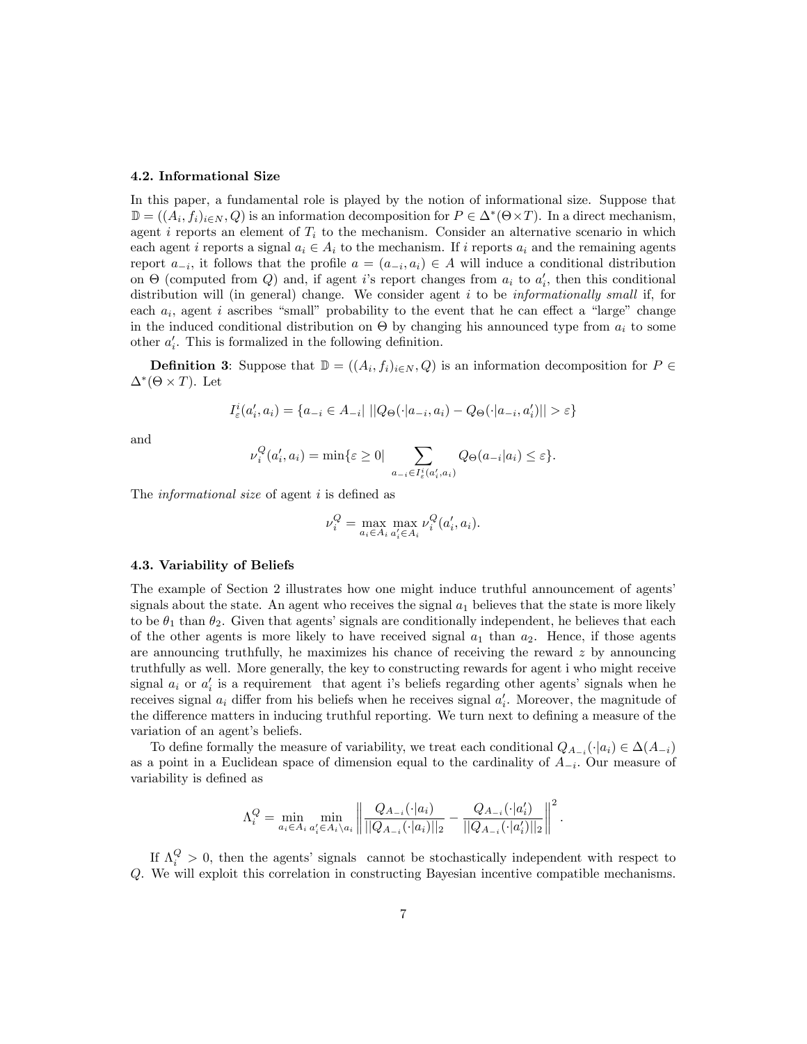### 4.2. Informational Size

In this paper, a fundamental role is played by the notion of informational size. Suppose that $\mathbb{D} = ((A_i, f_i)_{i \in N}, Q)$ is an information decomposition for $P \in \Delta^*(\Theta \times T)$. In a direct mechanism, agent $i$ reports an element of $T_i$ to the mechanism. Consider an alternative scenario in which each agent $i$ reports a signal $a_i \in A_i$ to the mechanism. If $i$ reports $a_i$ and the remaining agents report $a_{-i}$, it follows that the profile $a = (a_{-i}, a_i) \in A$ will induce a conditional distribution on $\Theta$ (computed from $Q$) and, if agent $i$'s report changes from $a_i$ to $a_i'$, then this conditional distribution will (in general) change. We consider agent $i$ to be *informationally small* if, for each $a_i$, agent $i$ ascribes "small" probability to the event that he can effect a "large" change in the induced conditional distribution on $\Theta$ by changing his announced type from $a_i$ to some other $a_i'$. This is formalized in the following definition.

**Definition 3**: Suppose that $\mathbb{D} = ((A_i, f_i)_{i \in N}, Q)$ is an information decomposition for $P \in \Delta^*(\Theta \times T)$. Let

$$I_\varepsilon^i(a_i', a_i) = \{a_{-i} \in A_{-i} | \; ||Q_\Theta(\cdot|a_{-i}, a_i) - Q_\Theta(\cdot|a_{-i}, a_i')|| > \varepsilon\}$$

and

$$\nu_i^Q(a_i', a_i) = \min\{\varepsilon \geq 0 | \sum_{a_{-i} \in I_\varepsilon^i(a_i', a_i)} Q_\Theta(a_{-i}|a_i) \leq \varepsilon\}.$$

The *informational size* of agent $i$ is defined as

$$\nu_i^Q = \max_{a_i \in A_i} \max_{a_i' \in A_i} \nu_i^Q(a_i', a_i).$$

### 4.3. Variability of Beliefs

The example of Section 2 illustrates how one might induce truthful announcement of agents' signals about the state. An agent who receives the signal $a_1$ believes that the state is more likely to be $\theta_1$ than $\theta_2$. Given that agents' signals are conditionally independent, he believes that each of the other agents is more likely to have received signal $a_1$ than $a_2$. Hence, if those agents are announcing truthfully, he maximizes his chance of receiving the reward $z$ by announcing truthfully as well. More generally, the key to constructing rewards for agent i who might receive signal $a_i$ or $a_i'$ is a requirement that agent i's beliefs regarding other agents' signals when he receives signal $a_i$ differ from his beliefs when he receives signal $a_i'$. Moreover, the magnitude of the difference matters in inducing truthful reporting. We turn next to defining a measure of the variation of an agent's beliefs.

To define formally the measure of variability, we treat each conditional $Q_{A_{-i}}(\cdot|a_i) \in \Delta(A_{-i})$ as a point in a Euclidean space of dimension equal to the cardinality of $A_{-i}$. Our measure of variability is defined as

$$\Lambda_i^Q = \min_{a_i \in A_i} \min_{a_i' \in A_i \setminus a_i} \left\| \frac{Q_{A_{-i}}(\cdot|a_i)}{||Q_{A_{-i}}(\cdot|a_i)||_2} - \frac{Q_{A_{-i}}(\cdot|a_i')}{||Q_{A_{-i}}(\cdot|a_i')||_2} \right\|^2.$$

If $\Lambda_i^Q > 0$, then the agents' signals cannot be stochastically independent with respect to $Q$. We will exploit this correlation in constructing Bayesian incentive compatible mechanisms.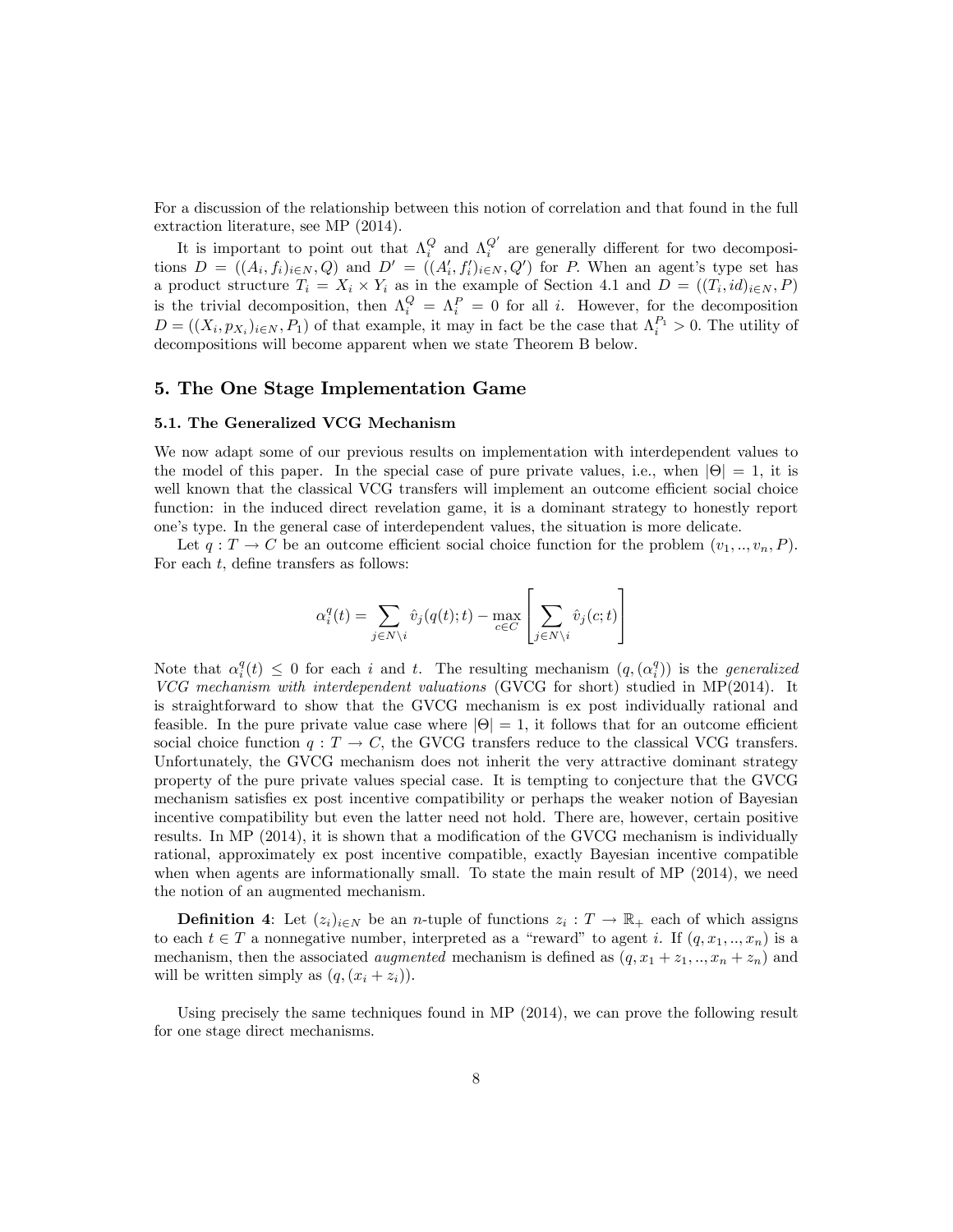For a discussion of the relationship between this notion of correlation and that found in the full extraction literature, see MP (2014).

It is important to point out that $\Lambda_i^Q$ and $\Lambda_i^{Q'}$ are generally different for two decompositions $D = ((A_i, f_i)_{i\in N}, Q)$ and $D' = ((A'_i, f'_i)_{i\in N}, Q')$ for $P$. When an agent's type set has a product structure $T_i = X_i \times Y_i$ as in the example of Section 4.1 and $D = ((T_i, id)_{i\in N}, P)$ is the trivial decomposition, then $\Lambda_i^Q = \Lambda_i^P = 0$ for all $i$. However, for the decomposition $D = ((X_i, p_{X_i})_{i\in N}, P_1)$ of that example, it may in fact be the case that $\Lambda_i^{P_1} > 0$. The utility of decompositions will become apparent when we state Theorem B below.

## 5. The One Stage Implementation Game

### 5.1. The Generalized VCG Mechanism

We now adapt some of our previous results on implementation with interdependent values to the model of this paper. In the special case of pure private values, i.e., when $|\Theta| = 1$, it is well known that the classical VCG transfers will implement an outcome efficient social choice function: in the induced direct revelation game, it is a dominant strategy to honestly report one's type. In the general case of interdependent values, the situation is more delicate.

Let $q : T \to C$ be an outcome efficient social choice function for the problem $(v_1, .., v_n, P)$. For each $t$, define transfers as follows:

$$\alpha_i^q(t) = \sum_{j\in N\setminus i} \hat{v}_j(q(t); t) - \max_{c\in C} \left[ \sum_{j\in N\setminus i} \hat{v}_j(c; t) \right]$$

Note that $\alpha_i^q(t) \le 0$ for each $i$ and $t$. The resulting mechanism $(q, (\alpha_i^q))$ is the *generalized VCG mechanism with interdependent valuations* (GVCG for short) studied in MP(2014). It is straightforward to show that the GVCG mechanism is ex post individually rational and feasible. In the pure private value case where $|\Theta| = 1$, it follows that for an outcome efficient social choice function $q : T \to C$, the GVCG transfers reduce to the classical VCG transfers. Unfortunately, the GVCG mechanism does not inherit the very attractive dominant strategy property of the pure private values special case. It is tempting to conjecture that the GVCG mechanism satisfies ex post incentive compatibility or perhaps the weaker notion of Bayesian incentive compatibility but even the latter need not hold. There are, however, certain positive results. In MP (2014), it is shown that a modification of the GVCG mechanism is individually rational, approximately ex post incentive compatible, exactly Bayesian incentive compatible when when agents are informationally small. To state the main result of MP (2014), we need the notion of an augmented mechanism.

**Definition 4**: Let $(z_i)_{i\in N}$ be an $n$-tuple of functions $z_i : T \to \mathbb{R}_+$ each of which assigns to each $t \in T$ a nonnegative number, interpreted as a "reward" to agent $i$. If $(q, x_1, .., x_n)$ is a mechanism, then the associated *augmented* mechanism is defined as $(q, x_1 + z_1, .., x_n + z_n)$ and will be written simply as $(q, (x_i + z_i))$.

Using precisely the same techniques found in MP (2014), we can prove the following result for one stage direct mechanisms.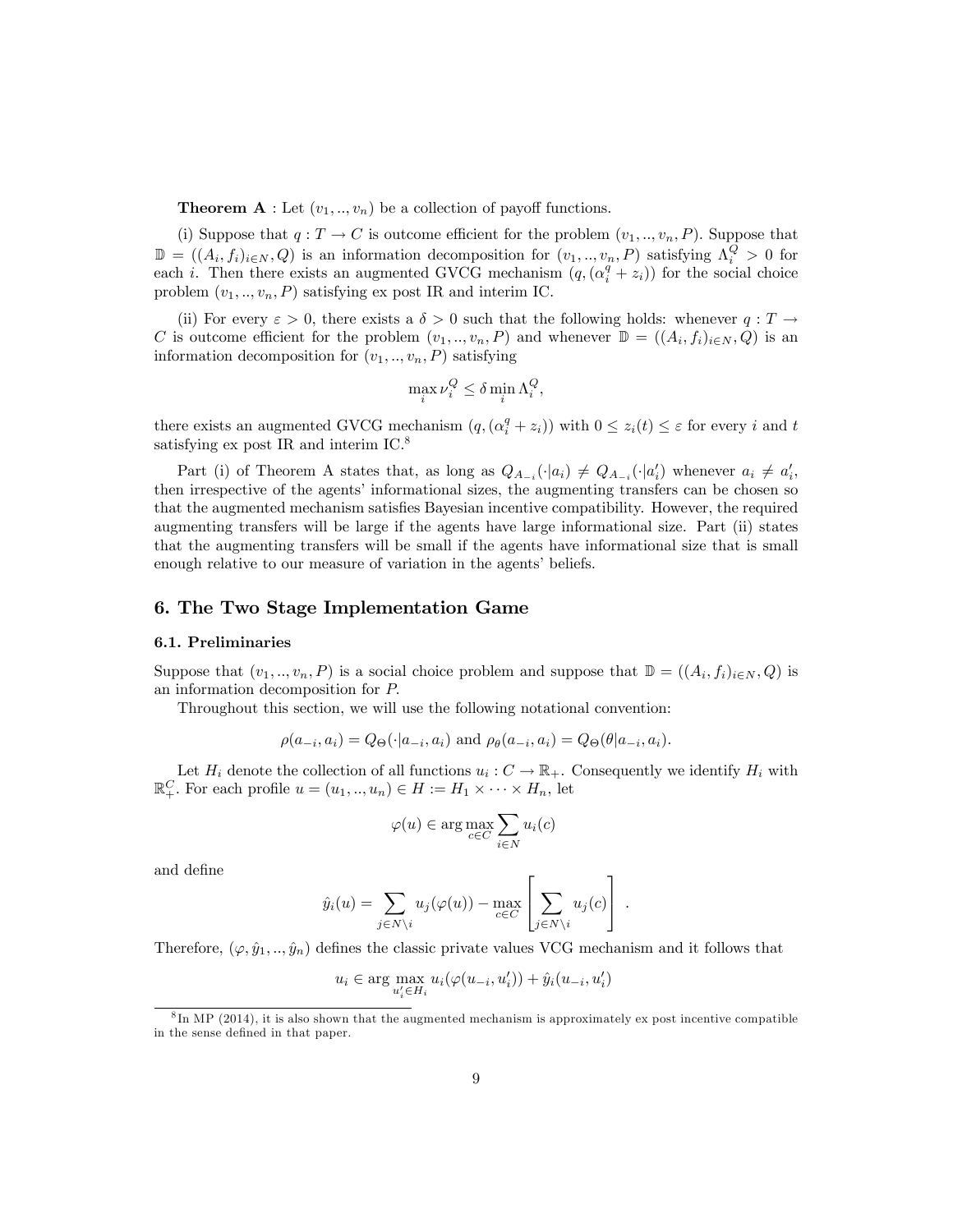**Theorem A** : Let $(v_1, .., v_n)$ be a collection of payoff functions.

(i) Suppose that $q : T \to C$ is outcome efficient for the problem $(v_1, .., v_n, P)$. Suppose that $\mathbb{D} = ((A_i, f_i)_{i \in N}, Q)$ is an information decomposition for $(v_1, .., v_n, P)$ satisfying $\Lambda_i^Q > 0$ for each $i$. Then there exists an augmented GVCG mechanism $(q, (\alpha_i^q + z_i))$ for the social choice problem $(v_1, .., v_n, P)$ satisfying ex post IR and interim IC.

(ii) For every $\varepsilon > 0$, there exists a $\delta > 0$ such that the following holds: whenever $q : T \to C$ is outcome efficient for the problem $(v_1, .., v_n, P)$ and whenever $\mathbb{D} = ((A_i, f_i)_{i \in N}, Q)$ is an information decomposition for $(v_1, .., v_n, P)$ satisfying

$$\max_i \nu_i^Q \leq \delta \min_i \Lambda_i^Q,$$

there exists an augmented GVCG mechanism $(q, (\alpha_i^q + z_i))$ with $0 \leq z_i(t) \leq \varepsilon$ for every $i$ and $t$ satisfying ex post IR and interim IC.[8]

Part (i) of Theorem A states that, as long as $Q_{A_{-i}}(\cdot|a_i) \neq Q_{A_{-i}}(\cdot|a_i')$ whenever $a_i \neq a_i'$, then irrespective of the agents' informational sizes, the augmenting transfers can be chosen so that the augmented mechanism satisfies Bayesian incentive compatibility. However, the required augmenting transfers will be large if the agents have large informational size. Part (ii) states that the augmenting transfers will be small if the agents have informational size that is small enough relative to our measure of variation in the agents' beliefs.

## 6. The Two Stage Implementation Game

### 6.1. Preliminaries

Suppose that $(v_1, .., v_n, P)$ is a social choice problem and suppose that $\mathbb{D} = ((A_i, f_i)_{i \in N}, Q)$ is an information decomposition for $P$.

Throughout this section, we will use the following notational convention:

$$\rho(a_{-i}, a_i) = Q_\Theta(\cdot|a_{-i}, a_i) \text{ and } \rho_\theta(a_{-i}, a_i) = Q_\Theta(\theta|a_{-i}, a_i).$$

Let $H_i$ denote the collection of all functions $u_i : C \to \mathbb{R}_+$. Consequently we identify $H_i$ with $\mathbb{R}_+^C$. For each profile $u = (u_1, .., u_n) \in H := H_1 \times \cdots \times H_n$, let

$$\varphi(u) \in \arg\max_{c \in C} \sum_{i \in N} u_i(c)$$

and define

$$\hat{y}_i(u) = \sum_{j \in N \setminus i} u_j(\varphi(u)) - \max_{c \in C} \left[ \sum_{j \in N \setminus i} u_j(c) \right].$$

Therefore, $(\varphi, \hat{y}_1, .., \hat{y}_n)$ defines the classic private values VCG mechanism and it follows that

$$u_i \in \arg\max_{u_i' \in H_i} u_i(\varphi(u_{-i}, u_i')) + \hat{y}_i(u_{-i}, u_i')$$

[8] In MP (2014), it is also shown that the augmented mechanism is approximately ex post incentive compatible in the sense defined in that paper.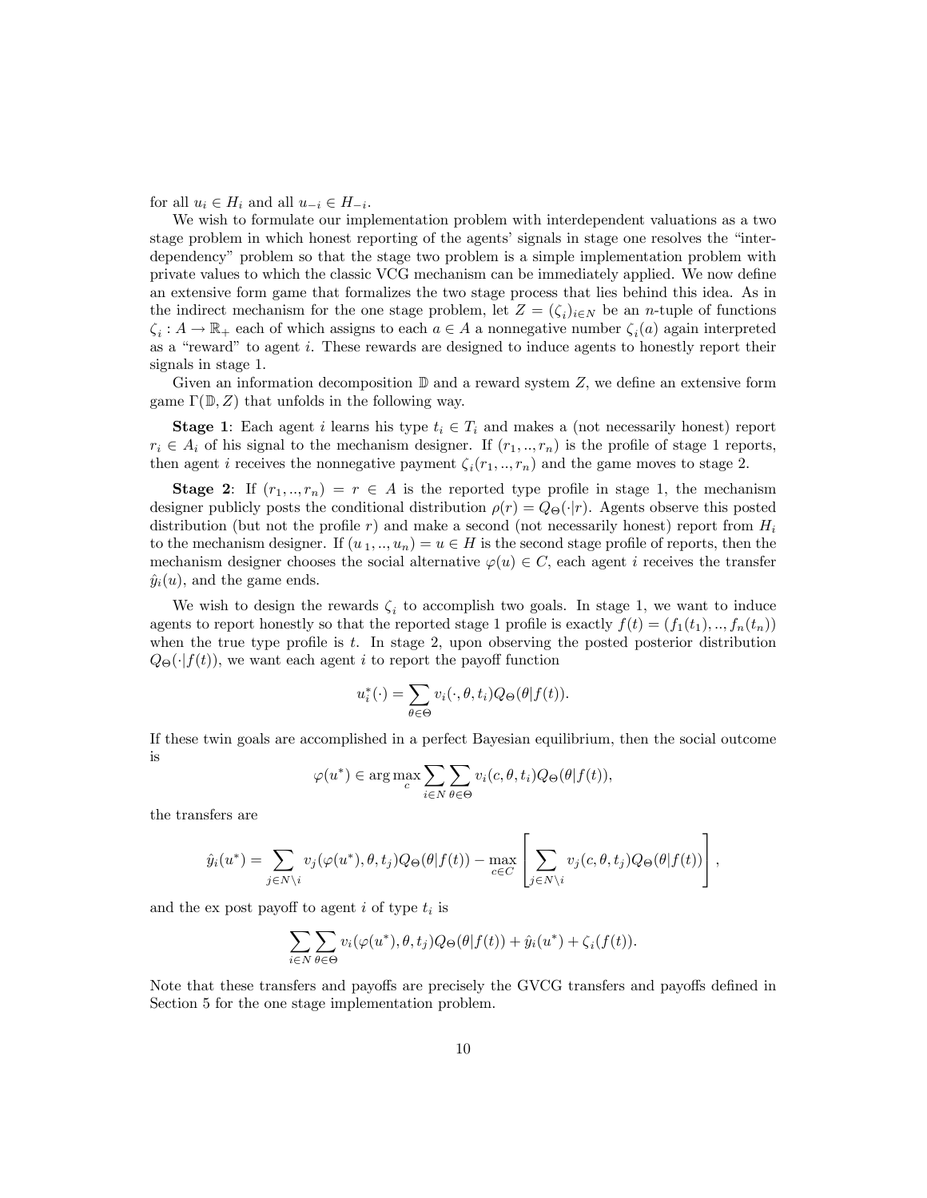for all $u_i \in H_i$ and all $u_{-i} \in H_{-i}$.

We wish to formulate our implementation problem with interdependent valuations as a two stage problem in which honest reporting of the agents' signals in stage one resolves the "interdependency" problem so that the stage two problem is a simple implementation problem with private values to which the classic VCG mechanism can be immediately applied. We now define an extensive form game that formalizes the two stage process that lies behind this idea. As in the indirect mechanism for the one stage problem, let $Z = (\zeta_i)_{i \in N}$ be an $n$-tuple of functions $\zeta_i : A \to \mathbb{R}_+$ each of which assigns to each $a \in A$ a nonnegative number $\zeta_i(a)$ again interpreted as a "reward" to agent $i$. These rewards are designed to induce agents to honestly report their signals in stage 1.

Given an information decomposition $\mathbb{D}$ and a reward system $Z$, we define an extensive form game $\Gamma(\mathbb{D}, Z)$ that unfolds in the following way.

**Stage 1**: Each agent $i$ learns his type $t_i \in T_i$ and makes a (not necessarily honest) report $r_i \in A_i$ of his signal to the mechanism designer. If $(r_1, .., r_n)$ is the profile of stage 1 reports, then agent $i$ receives the nonnegative payment $\zeta_i(r_1, .., r_n)$ and the game moves to stage 2.

**Stage 2**: If $(r_1, .., r_n) = r \in A$ is the reported type profile in stage 1, the mechanism designer publicly posts the conditional distribution $\rho(r) = Q_\Theta(\cdot|r)$. Agents observe this posted distribution (but not the profile $r$) and make a second (not necessarily honest) report from $H_i$ to the mechanism designer. If $(u_1, .., u_n) = u \in H$ is the second stage profile of reports, then the mechanism designer chooses the social alternative $\varphi(u) \in C$, each agent $i$ receives the transfer $\hat{y}_i(u)$, and the game ends.

We wish to design the rewards $\zeta_i$ to accomplish two goals. In stage 1, we want to induce agents to report honestly so that the reported stage 1 profile is exactly $f(t) = (f_1(t_1), .., f_n(t_n))$ when the true type profile is $t$. In stage 2, upon observing the posted posterior distribution $Q_\Theta(\cdot|f(t))$, we want each agent $i$ to report the payoff function

$$u_i^*(\cdot) = \sum_{\theta \in \Theta} v_i(\cdot, \theta, t_i) Q_\Theta(\theta|f(t)).$$

If these twin goals are accomplished in a perfect Bayesian equilibrium, then the social outcome is

$$\varphi(u^*) \in \arg\max_c \sum_{i \in N} \sum_{\theta \in \Theta} v_i(c, \theta, t_i) Q_\Theta(\theta|f(t)),$$

the transfers are

$$\hat{y}_i(u^*) = \sum_{j \in N \setminus i} v_j(\varphi(u^*), \theta, t_j) Q_\Theta(\theta|f(t)) - \max_{c \in C} \left[ \sum_{j \in N \setminus i} v_j(c, \theta, t_j) Q_\Theta(\theta|f(t)) \right],$$

and the ex post payoff to agent $i$ of type $t_i$ is

$$\sum_{i \in N} \sum_{\theta \in \Theta} v_i(\varphi(u^*), \theta, t_j) Q_\Theta(\theta|f(t)) + \hat{y}_i(u^*) + \zeta_i(f(t)).$$

Note that these transfers and payoffs are precisely the GVCG transfers and payoffs defined in Section 5 for the one stage implementation problem.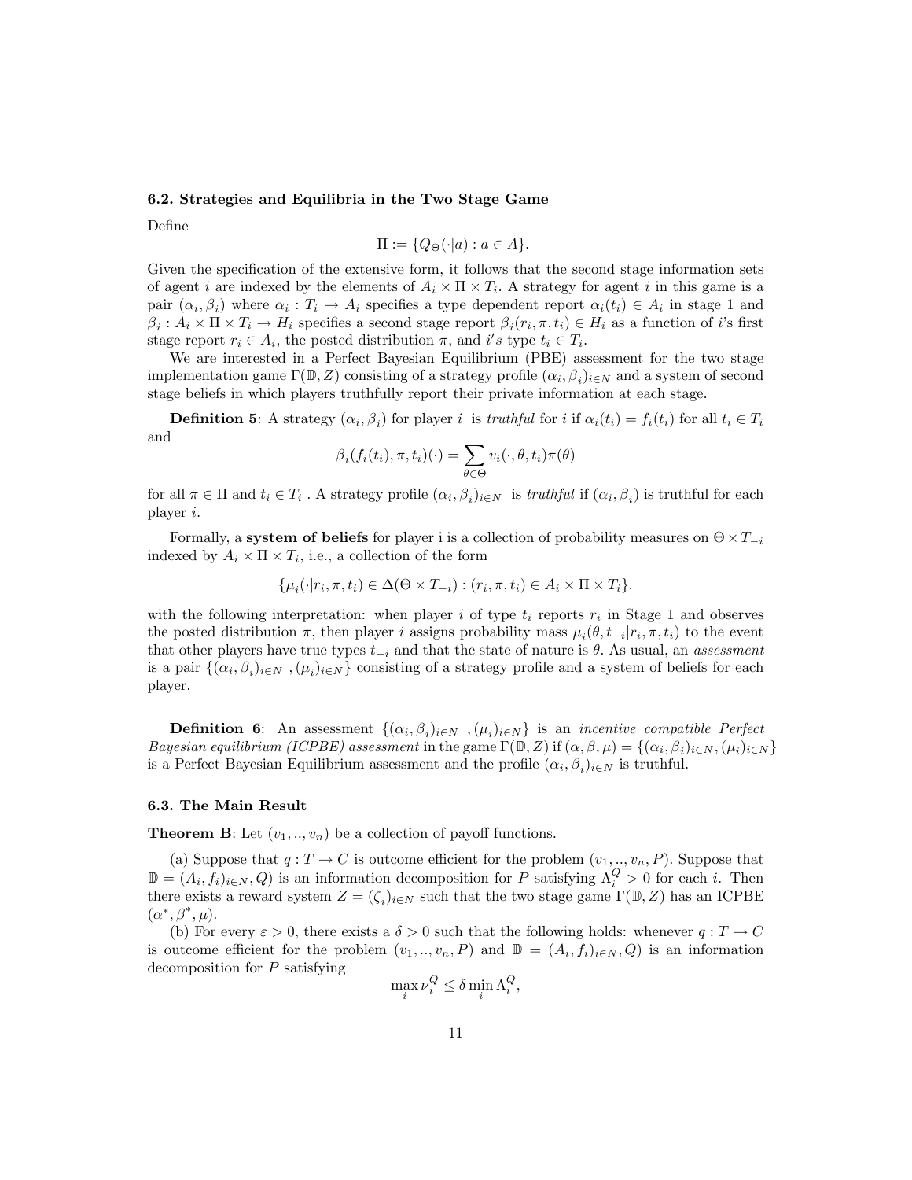### 6.2. Strategies and Equilibria in the Two Stage Game

Define

$$\Pi := \{Q_\Theta(\cdot|a) : a \in A\}.$$

Given the specification of the extensive form, it follows that the second stage information sets of agent $i$ are indexed by the elements of $A_i \times \Pi \times T_i$. A strategy for agent $i$ in this game is a pair $(\alpha_i, \beta_i)$ where $\alpha_i : T_i \to A_i$ specifies a type dependent report $\alpha_i(t_i) \in A_i$ in stage 1 and $\beta_i : A_i \times \Pi \times T_i \to H_i$ specifies a second stage report $\beta_i(r_i, \pi, t_i) \in H_i$ as a function of $i$'s first stage report $r_i \in A_i$, the posted distribution $\pi$, and $i's$ type $t_i \in T_i$.

We are interested in a Perfect Bayesian Equilibrium (PBE) assessment for the two stage implementation game $\Gamma(\mathbb{D}, Z)$ consisting of a strategy profile $(\alpha_i, \beta_i)_{i \in N}$ and a system of second stage beliefs in which players truthfully report their private information at each stage.

**Definition 5**: A strategy $(\alpha_i, \beta_i)$ for player $i$ is *truthful* for $i$ if $\alpha_i(t_i) = f_i(t_i)$ for all $t_i \in T_i$ and

$$\beta_i(f_i(t_i), \pi, t_i)(\cdot) = \sum_{\theta \in \Theta} v_i(\cdot, \theta, t_i)\pi(\theta)$$

for all $\pi \in \Pi$ and $t_i \in T_i$ . A strategy profile $(\alpha_i, \beta_i)_{i \in N}$ is *truthful* if $(\alpha_i, \beta_i)$ is truthful for each player $i$.

Formally, a **system of beliefs** for player i is a collection of probability measures on $\Theta \times T_{-i}$ indexed by $A_i \times \Pi \times T_i$, i.e., a collection of the form

$$\{\mu_i(\cdot|r_i, \pi, t_i) \in \Delta(\Theta \times T_{-i}) : (r_i, \pi, t_i) \in A_i \times \Pi \times T_i\}.$$

with the following interpretation: when player $i$ of type $t_i$ reports $r_i$ in Stage 1 and observes the posted distribution $\pi$, then player $i$ assigns probability mass $\mu_i(\theta, t_{-i}|r_i, \pi, t_i)$ to the event that other players have true types $t_{-i}$ and that the state of nature is $\theta$. As usual, an *assessment* is a pair $\{(\alpha_i, \beta_i)_{i \in N}, (\mu_i)_{i \in N}\}$ consisting of a strategy profile and a system of beliefs for each player.

**Definition 6**: An assessment $\{(\alpha_i, \beta_i)_{i \in N}, (\mu_i)_{i \in N}\}$ is an *incentive compatible Perfect Bayesian equilibrium (ICPBE) assessment* in the game $\Gamma(\mathbb{D}, Z)$ if $(\alpha, \beta, \mu) = \{(\alpha_i, \beta_i)_{i \in N}, (\mu_i)_{i \in N}\}$ is a Perfect Bayesian Equilibrium assessment and the profile $(\alpha_i, \beta_i)_{i \in N}$ is truthful.

### 6.3. The Main Result

**Theorem B**: Let $(v_1, .., v_n)$ be a collection of payoff functions.

(a) Suppose that $q : T \to C$ is outcome efficient for the problem $(v_1, .., v_n, P)$. Suppose that $\mathbb{D} = (A_i, f_i)_{i \in N}, Q)$ is an information decomposition for $P$ satisfying $\Lambda_i^Q > 0$ for each $i$. Then there exists a reward system $Z = (\zeta_i)_{i \in N}$ such that the two stage game $\Gamma(\mathbb{D}, Z)$ has an ICPBE $(\alpha^*, \beta^*, \mu)$.

(b) For every $\varepsilon > 0$, there exists a $\delta > 0$ such that the following holds: whenever $q : T \to C$ is outcome efficient for the problem $(v_1, .., v_n, P)$ and $\mathbb{D} = (A_i, f_i)_{i \in N}, Q)$ is an information decomposition for $P$ satisfying

$$\max_i \nu_i^Q \leq \delta \min_i \Lambda_i^Q,$$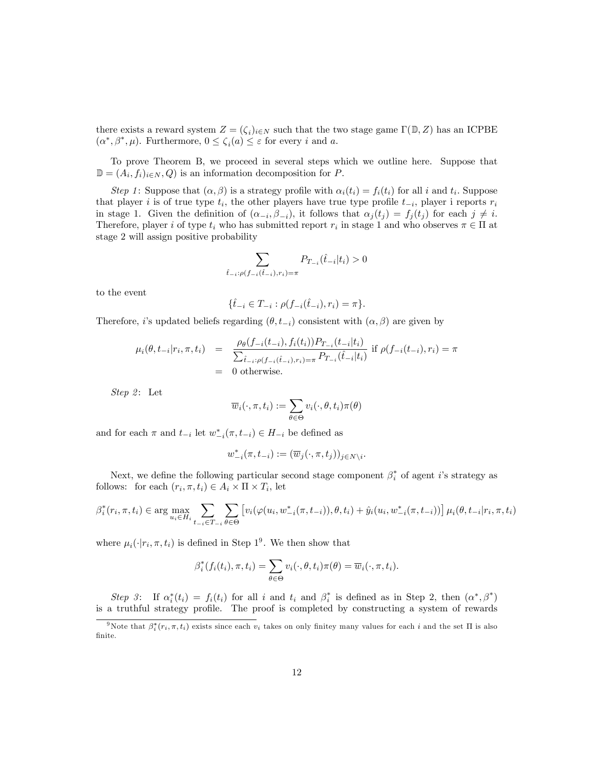there exists a reward system $Z = (\zeta_i)_{i \in N}$ such that the two stage game $\Gamma(\mathbb{D}, Z)$ has an ICPBE $(\alpha^*, \beta^*, \mu)$. Furthermore, $0 \leq \zeta_i(a) \leq \varepsilon$ for every $i$ and $a$.

To prove Theorem B, we proceed in several steps which we outline here. Suppose that $\mathbb{D} = (A_i, f_i)_{i \in N}, Q)$ is an information decomposition for $P$.

*Step 1*: Suppose that $(\alpha, \beta)$ is a strategy profile with $\alpha_i(t_i) = f_i(t_i)$ for all $i$ and $t_i$. Suppose that player $i$ is of true type $t_i$, the other players have true type profile $t_{-i}$, player i reports $r_i$ in stage 1. Given the definition of $(\alpha_{-i}, \beta_{-i})$, it follows that $\alpha_j(t_j) = f_j(t_j)$ for each $j \neq i$. Therefore, player $i$ of type $t_i$ who has submitted report $r_i$ in stage 1 and who observes $\pi \in \Pi$ at stage 2 will assign positive probability

$$\sum_{\hat{t}_{-i} : \rho(f_{-i}(\hat{t}_{-i}), r_i) = \pi} P_{T_{-i}}(\hat{t}_{-i} | t_i) > 0$$

to the event

$$\{\hat{t}_{-i} \in T_{-i} : \rho(f_{-i}(\hat{t}_{-i}), r_i) = \pi\}.$$

Therefore, $i$'s updated beliefs regarding $(\theta, t_{-i})$ consistent with $(\alpha, \beta)$ are given by

$$\begin{aligned} \mu_i(\theta, t_{-i} | r_i, \pi, t_i) &= \frac{\rho_\theta(f_{-i}(t_{-i}), f_i(t_i)) P_{T_{-i}}(t_{-i} | t_i)}{\sum_{\hat{t}_{-i} : \rho(f_{-i}(\hat{t}_{-i}), r_i) = \pi} P_{T_{-i}}(\hat{t}_{-i} | t_i)} \text{ if } \rho(f_{-i}(t_{-i}), r_i) = \pi \\ &= 0 \text{ otherwise.} \end{aligned}$$

*Step 2*: Let

$$\overline{w}_i(\cdot, \pi, t_i) := \sum_{\theta \in \Theta} v_i(\cdot, \theta, t_i) \pi(\theta)$$

and for each $\pi$ and $t_{-i}$ let $w^*_{-i}(\pi, t_{-i}) \in H_{-i}$ be defined as

$$w^*_{-i}(\pi, t_{-i}) := (\overline{w}_j(\cdot, \pi, t_j))_{j \in N \setminus i}.$$

Next, we define the following particular second stage component $\beta^*_i$ of agent $i$'s strategy as follows: for each $(r_i, \pi, t_i) \in A_i \times \Pi \times T_i$, let

$$\beta^*_i(r_i, \pi, t_i) \in \arg\max_{u_i \in H_i} \sum_{t_{-i} \in T_{-i}} \sum_{\theta \in \Theta} \left[ v_i(\varphi(u_i, w^*_{-i}(\pi, t_{-i})), \theta, t_i) + \hat{y}_i(u_i, w^*_{-i}(\pi, t_{-i})) \right] \mu_i(\theta, t_{-i} | r_i, \pi, t_i)$$

where $\mu_i(\cdot | r_i, \pi, t_i)$ is defined in Step 1[9]. We then show that

$$\beta^*_i(f_i(t_i), \pi, t_i) = \sum_{\theta \in \Theta} v_i(\cdot, \theta, t_i) \pi(\theta) = \overline{w}_i(\cdot, \pi, t_i).$$

*Step 3*: If $\alpha^*_i(t_i) = f_i(t_i)$ for all $i$ and $t_i$ and $\beta^*_i$ is defined as in Step 2, then $(\alpha^*, \beta^*)$ is a truthful strategy profile. The proof is completed by constructing a system of rewards

[9] Note that $\beta^*_i(r_i, \pi, t_i)$ exists since each $v_i$ takes on only finitey many values for each $i$ and the set $\Pi$ is also finite.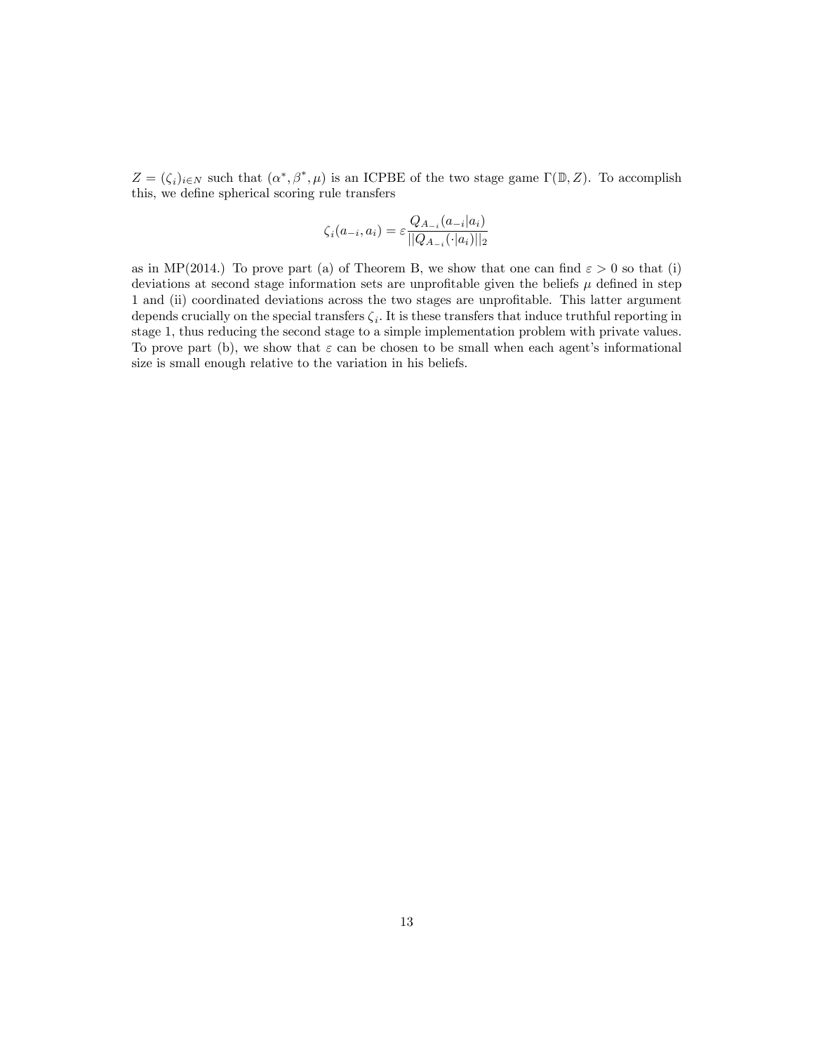$Z = (\zeta_i)_{i \in N}$ such that $(\alpha^*, \beta^*, \mu)$ is an ICPBE of the two stage game $\Gamma(\mathbb{D}, Z)$. To accomplish this, we define spherical scoring rule transfers

$$\zeta_i(a_{-i}, a_i) = \varepsilon \frac{Q_{A_{-i}}(a_{-i}|a_i)}{||Q_{A_{-i}}(\cdot|a_i)||_2}$$

as in MP(2014.) To prove part (a) of Theorem B, we show that one can find $\varepsilon > 0$ so that (i) deviations at second stage information sets are unprofitable given the beliefs $\mu$ defined in step 1 and (ii) coordinated deviations across the two stages are unprofitable. This latter argument depends crucially on the special transfers $\zeta_i$. It is these transfers that induce truthful reporting in stage 1, thus reducing the second stage to a simple implementation problem with private values. To prove part (b), we show that $\varepsilon$ can be chosen to be small when each agent's informational size is small enough relative to the variation in his beliefs.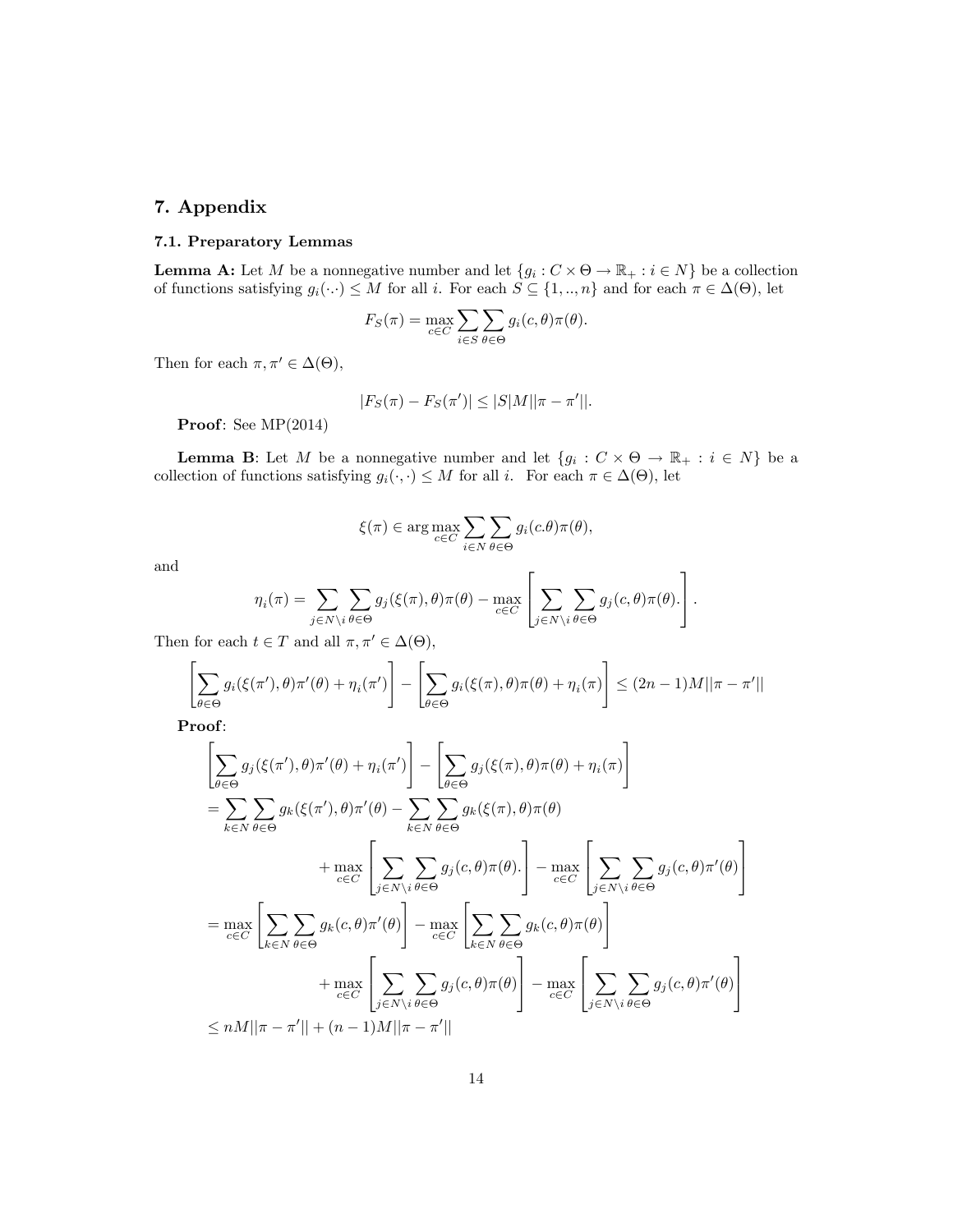## 7. Appendix

### 7.1. Preparatory Lemmas

**Lemma A:** Let $M$ be a nonnegative number and let $\{g_i : C \times \Theta \to \mathbb{R}_+ : i \in N\}$ be a collection of functions satisfying $g_i(\cdot \cdot) \leq M$ for all $i$. For each $S \subseteq \{1, .., n\}$ and for each $\pi \in \Delta(\Theta)$, let

$$F_S(\pi) = \max_{c \in C} \sum_{i \in S} \sum_{\theta \in \Theta} g_i(c, \theta)\pi(\theta).$$

Then for each $\pi, \pi' \in \Delta(\Theta)$,

$$|F_S(\pi) - F_S(\pi')| \leq |S|M||\pi - \pi'||.$$

**Proof**: See MP(2014)

**Lemma B**: Let $M$ be a nonnegative number and let $\{g_i : C \times \Theta \to \mathbb{R}_+ : i \in N\}$ be a collection of functions satisfying $g_i(\cdot, \cdot) \leq M$ for all $i$. For each $\pi \in \Delta(\Theta)$, let

$$\xi(\pi) \in \arg\max_{c \in C} \sum_{i \in N} \sum_{\theta \in \Theta} g_i(c.\theta)\pi(\theta),$$

and

$$\eta_i(\pi) = \sum_{j \in N \setminus i} \sum_{\theta \in \Theta} g_j(\xi(\pi), \theta)\pi(\theta) - \max_{c \in C} \left[ \sum_{j \in N \setminus i} \sum_{\theta \in \Theta} g_j(c, \theta)\pi(\theta). \right].$$

Then for each $t \in T$ and all $\pi, \pi' \in \Delta(\Theta)$,

$$\left[ \sum_{\theta \in \Theta} g_i(\xi(\pi'), \theta)\pi'(\theta) + \eta_i(\pi') \right] - \left[ \sum_{\theta \in \Theta} g_i(\xi(\pi), \theta)\pi(\theta) + \eta_i(\pi) \right] \leq (2n-1)M||\pi - \pi'||$$

**Proof**:

$$\begin{aligned}
&\left[ \sum_{\theta \in \Theta} g_j(\xi(\pi'), \theta)\pi'(\theta) + \eta_i(\pi') \right] - \left[ \sum_{\theta \in \Theta} g_j(\xi(\pi), \theta)\pi(\theta) + \eta_i(\pi) \right] \\
&= \sum_{k \in N} \sum_{\theta \in \Theta} g_k(\xi(\pi'), \theta)\pi'(\theta) - \sum_{k \in N} \sum_{\theta \in \Theta} g_k(\xi(\pi), \theta)\pi(\theta) \\
&\qquad + \max_{c \in C} \left[ \sum_{j \in N \setminus i} \sum_{\theta \in \Theta} g_j(c, \theta)\pi(\theta). \right] - \max_{c \in C} \left[ \sum_{j \in N \setminus i} \sum_{\theta \in \Theta} g_j(c, \theta)\pi'(\theta) \right] \\
&= \max_{c \in C} \left[ \sum_{k \in N} \sum_{\theta \in \Theta} g_k(c, \theta)\pi'(\theta) \right] - \max_{c \in C} \left[ \sum_{k \in N} \sum_{\theta \in \Theta} g_k(c, \theta)\pi(\theta) \right] \\
&\qquad + \max_{c \in C} \left[ \sum_{j \in N \setminus i} \sum_{\theta \in \Theta} g_j(c, \theta)\pi(\theta) \right] - \max_{c \in C} \left[ \sum_{j \in N \setminus i} \sum_{\theta \in \Theta} g_j(c, \theta)\pi'(\theta) \right] \\
&\leq nM||\pi - \pi'|| + (n-1)M||\pi - \pi'||
\end{aligned}$$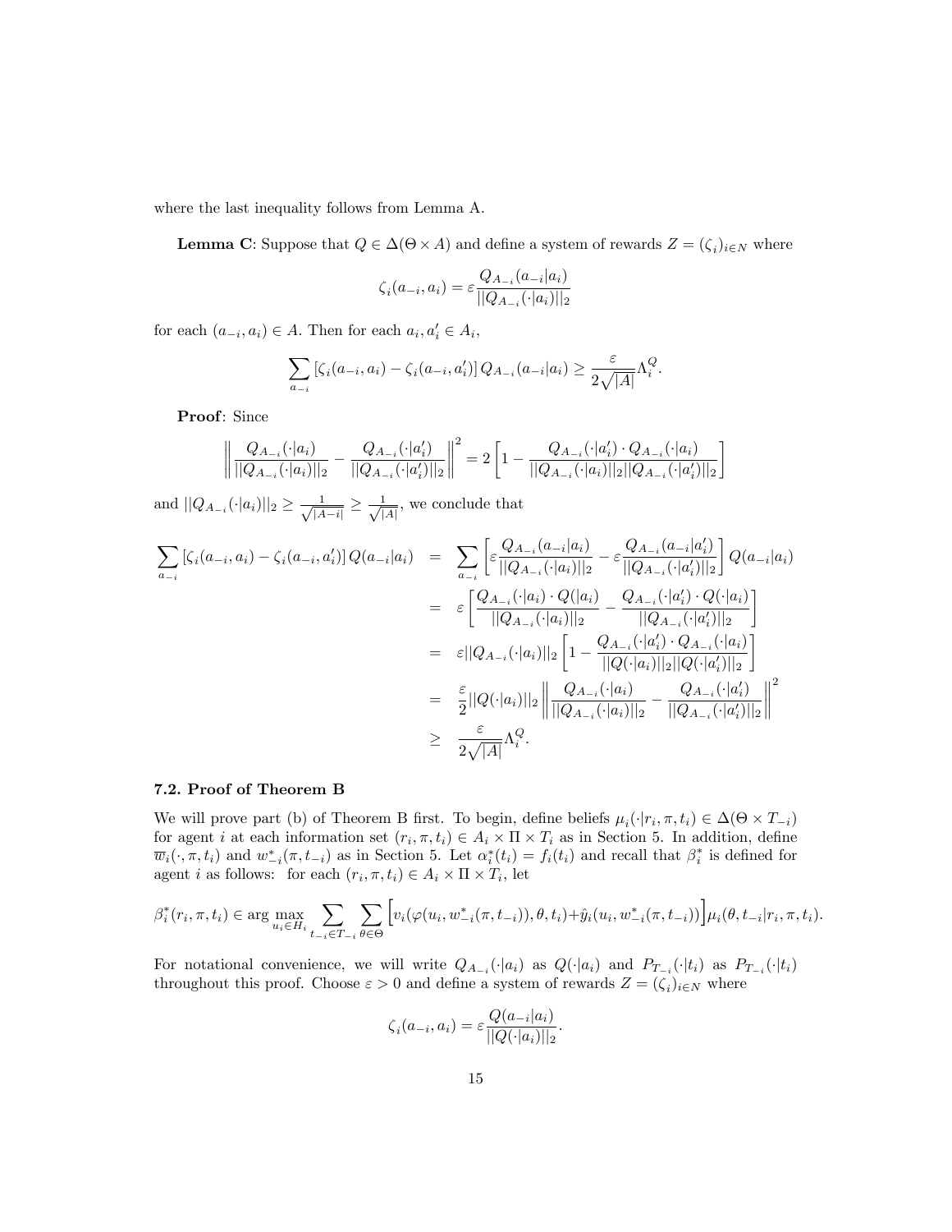where the last inequality follows from Lemma A.

**Lemma C**: Suppose that $Q \in \Delta(\Theta \times A)$ and define a system of rewards $Z = (\zeta_i)_{i \in N}$ where

$$\zeta_i(a_{-i}, a_i) = \varepsilon \frac{Q_{A_{-i}}(a_{-i}|a_i)}{||Q_{A_{-i}}(\cdot|a_i)||_2}$$

for each $(a_{-i}, a_i) \in A$. Then for each $a_i, a_i' \in A_i$,

$$\sum_{a_{-i}} \left[\zeta_i(a_{-i}, a_i) - \zeta_i(a_{-i}, a_i')\right] Q_{A_{-i}}(a_{-i}|a_i) \geq \frac{\varepsilon}{2\sqrt{|A|}} \Lambda_i^Q.$$

**Proof**: Since

$$\left\| \frac{Q_{A_{-i}}(\cdot|a_i)}{||Q_{A_{-i}}(\cdot|a_i)||_2} - \frac{Q_{A_{-i}}(\cdot|a_i')}{||Q_{A_{-i}}(\cdot|a_i')||_2} \right\|^2 = 2\left[1 - \frac{Q_{A_{-i}}(\cdot|a_i') \cdot Q_{A_{-i}}(\cdot|a_i)}{||Q_{A_{-i}}(\cdot|a_i)||_2 ||Q_{A_{-i}}(\cdot|a_i')||_2}\right]$$

and $||Q_{A_{-i}}(\cdot|a_i)||_2 \geq \frac{1}{\sqrt{|A_{-i}|}} \geq \frac{1}{\sqrt{|A|}}$, we conclude that

$$\begin{aligned}
\sum_{a_{-i}} \left[\zeta_i(a_{-i}, a_i) - \zeta_i(a_{-i}, a_i')\right] Q(a_{-i}|a_i) &= \sum_{a_{-i}} \left[\varepsilon \frac{Q_{A_{-i}}(a_{-i}|a_i)}{||Q_{A_{-i}}(\cdot|a_i)||_2} - \varepsilon \frac{Q_{A_{-i}}(a_{-i}|a_i')}{||Q_{A_{-i}}(\cdot|a_i')||_2}\right] Q(a_{-i}|a_i) \\
&= \varepsilon \left[\frac{Q_{A_{-i}}(\cdot|a_i) \cdot Q(|a_i)}{||Q_{A_{-i}}(\cdot|a_i)||_2} - \frac{Q_{A_{-i}}(\cdot|a_i') \cdot Q(\cdot|a_i)}{||Q_{A_{-i}}(\cdot|a_i')||_2}\right] \\
&= \varepsilon ||Q_{A_{-i}}(\cdot|a_i)||_2 \left[1 - \frac{Q_{A_{-i}}(\cdot|a_i') \cdot Q_{A_{-i}}(\cdot|a_i)}{||Q(\cdot|a_i)||_2 ||Q(\cdot|a_i')||_2}\right] \\
&= \frac{\varepsilon}{2} ||Q(\cdot|a_i)||_2 \left\| \frac{Q_{A_{-i}}(\cdot|a_i)}{||Q_{A_{-i}}(\cdot|a_i)||_2} - \frac{Q_{A_{-i}}(\cdot|a_i')}{||Q_{A_{-i}}(\cdot|a_i')||_2} \right\|^2 \\
&\geq \frac{\varepsilon}{2\sqrt{|A|}} \Lambda_i^Q.
\end{aligned}$$

### 7.2. Proof of Theorem B

We will prove part (b) of Theorem B first. To begin, define beliefs $\mu_i(\cdot|r_i, \pi, t_i) \in \Delta(\Theta \times T_{-i})$ for agent $i$ at each information set $(r_i, \pi, t_i) \in A_i \times \Pi \times T_i$ as in Section 5. In addition, define $\overline{w}_i(\cdot, \pi, t_i)$ and $w^*_{-i}(\pi, t_{-i})$ as in Section 5. Let $\alpha_i^*(t_i) = f_i(t_i)$ and recall that $\beta_i^*$ is defined for agent $i$ as follows: for each $(r_i, \pi, t_i) \in A_i \times \Pi \times T_i$, let

$$\beta_i^*(r_i, \pi, t_i) \in \arg\max_{u_i \in H_i} \sum_{t_{-i} \in T_{-i}} \sum_{\theta \in \Theta} \Big[v_i(\varphi(u_i, w^*_{-i}(\pi, t_{-i})), \theta, t_i) + \hat{y}_i(u_i, w^*_{-i}(\pi, t_{-i}))\Big] \mu_i(\theta, t_{-i}|r_i, \pi, t_i).$$

For notational convenience, we will write $Q_{A_{-i}}(\cdot|a_i)$ as $Q(\cdot|a_i)$ and $P_{T_{-i}}(\cdot|t_i)$ as $P_{T_{-i}}(\cdot|t_i)$ throughout this proof. Choose $\varepsilon > 0$ and define a system of rewards $Z = (\zeta_i)_{i \in N}$ where

$$\zeta_i(a_{-i}, a_i) = \varepsilon \frac{Q(a_{-i}|a_i)}{||Q(\cdot|a_i)||_2}.$$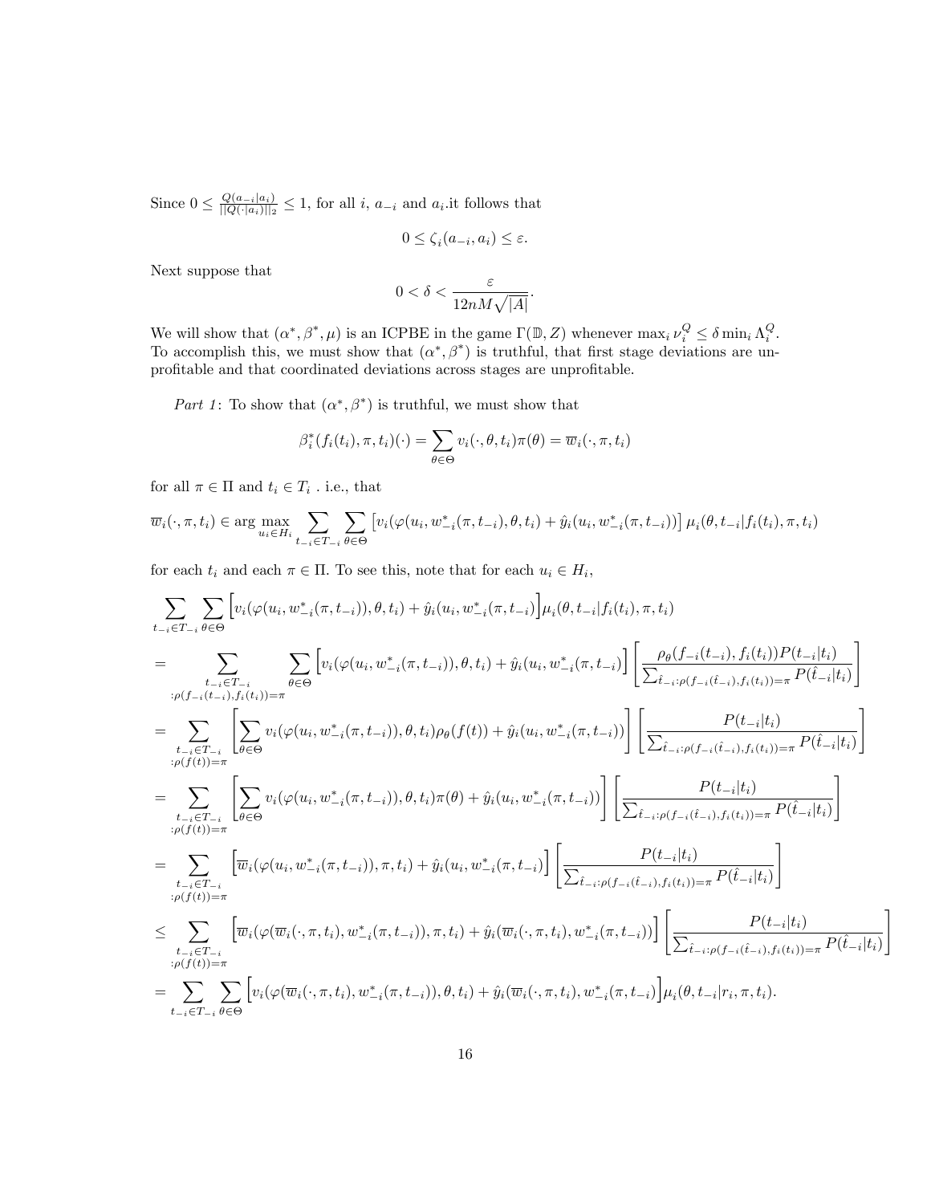Since $0 \leq \frac{Q(a_{-i}|a_i)}{||Q(\cdot|a_i)||_2} \leq 1$, for all $i$, $a_{-i}$ and $a_i$.it follows that

$$0 \leq \zeta_i(a_{-i}, a_i) \leq \varepsilon.$$

Next suppose that

$$0 < \delta < \frac{\varepsilon}{12nM\sqrt{|A|}}.$$

We will show that $(\alpha^*, \beta^*, \mu)$ is an ICPBE in the game $\Gamma(\mathbb{D}, Z)$ whenever $\max_i \nu_i^Q \leq \delta \min_i \Lambda_i^Q$. To accomplish this, we must show that $(\alpha^*, \beta^*)$ is truthful, that first stage deviations are unprofitable and that coordinated deviations across stages are unprofitable.

*Part 1*: To show that $(\alpha^*, \beta^*)$ is truthful, we must show that

$$\beta_i^*(f_i(t_i), \pi, t_i)(\cdot) = \sum_{\theta \in \Theta} v_i(\cdot, \theta, t_i)\pi(\theta) = \overline{w}_i(\cdot, \pi, t_i)$$

for all $\pi \in \Pi$ and $t_i \in T_i$ . i.e., that

$$\overline{w}_i(\cdot, \pi, t_i) \in \arg\max_{u_i \in H_i} \sum_{t_{-i} \in T_{-i}} \sum_{\theta \in \Theta} \left[v_i(\varphi(u_i, w_{-i}^*(\pi, t_{-i}), \theta, t_i) + \hat{y}_i(u_i, w_{-i}^*(\pi, t_{-i}))\right] \mu_i(\theta, t_{-i}|f_i(t_i), \pi, t_i)$$

for each $t_i$ and each $\pi \in \Pi$. To see this, note that for each $u_i \in H_i$,

$$\begin{aligned}
&\sum_{t_{-i} \in T_{-i}} \sum_{\theta \in \Theta} \Big[v_i(\varphi(u_i, w_{-i}^*(\pi, t_{-i})), \theta, t_i) + \hat{y}_i(u_i, w_{-i}^*(\pi, t_{-i})\Big]\mu_i(\theta, t_{-i}|f_i(t_i), \pi, t_i) \\
&= \sum_{\substack{t_{-i} \in T_{-i} \\ :\rho(f_{-i}(t_{-i}), f_i(t_i)) = \pi}} \sum_{\theta \in \Theta} \Big[v_i(\varphi(u_i, w_{-i}^*(\pi, t_{-i})), \theta, t_i) + \hat{y}_i(u_i, w_{-i}^*(\pi, t_{-i})\Big] \left[\frac{\rho_\theta(f_{-i}(t_{-i}), f_i(t_i))P(t_{-i}|t_i)}{\sum_{\hat{t}_{-i}:\rho(f_{-i}(\hat{t}_{-i}), f_i(t_i)) = \pi} P(\hat{t}_{-i}|t_i)}\right] \\
&= \sum_{\substack{t_{-i} \in T_{-i} \\ :\rho(f(t)) = \pi}} \left[\sum_{\theta \in \Theta} v_i(\varphi(u_i, w_{-i}^*(\pi, t_{-i})), \theta, t_i)\rho_\theta(f(t)) + \hat{y}_i(u_i, w_{-i}^*(\pi, t_{-i}))\right] \left[\frac{P(t_{-i}|t_i)}{\sum_{\hat{t}_{-i}:\rho(f_{-i}(\hat{t}_{-i}), f_i(t_i)) = \pi} P(\hat{t}_{-i}|t_i)}\right] \\
&= \sum_{\substack{t_{-i} \in T_{-i} \\ :\rho(f(t)) = \pi}} \left[\sum_{\theta \in \Theta} v_i(\varphi(u_i, w_{-i}^*(\pi, t_{-i})), \theta, t_i)\pi(\theta) + \hat{y}_i(u_i, w_{-i}^*(\pi, t_{-i}))\right] \left[\frac{P(t_{-i}|t_i)}{\sum_{\hat{t}_{-i}:\rho(f_{-i}(\hat{t}_{-i}), f_i(t_i)) = \pi} P(\hat{t}_{-i}|t_i)}\right] \\
&= \sum_{\substack{t_{-i} \in T_{-i} \\ :\rho(f(t)) = \pi}} \Big[\overline{w}_i(\varphi(u_i, w_{-i}^*(\pi, t_{-i})), \pi, t_i) + \hat{y}_i(u_i, w_{-i}^*(\pi, t_{-i})\Big] \left[\frac{P(t_{-i}|t_i)}{\sum_{\hat{t}_{-i}:\rho(f_{-i}(\hat{t}_{-i}), f_i(t_i)) = \pi} P(\hat{t}_{-i}|t_i)}\right] \\
&\leq \sum_{\substack{t_{-i} \in T_{-i} \\ :\rho(f(t)) = \pi}} \Big[\overline{w}_i(\varphi(\overline{w}_i(\cdot, \pi, t_i), w_{-i}^*(\pi, t_{-i})), \pi, t_i) + \hat{y}_i(\overline{w}_i(\cdot, \pi, t_i), w_{-i}^*(\pi, t_{-i}))\Big] \left[\frac{P(t_{-i}|t_i)}{\sum_{\hat{t}_{-i}:\rho(f_{-i}(\hat{t}_{-i}), f_i(t_i)) = \pi} P(\hat{t}_{-i}|t_i)}\right] \\
&= \sum_{t_{-i} \in T_{-i}} \sum_{\theta \in \Theta} \Big[v_i(\varphi(\overline{w}_i(\cdot, \pi, t_i), w_{-i}^*(\pi, t_{-i})), \theta, t_i) + \hat{y}_i(\overline{w}_i(\cdot, \pi, t_i), w_{-i}^*(\pi, t_{-i})\Big]\mu_i(\theta, t_{-i}|r_i, \pi, t_i).
\end{aligned}$$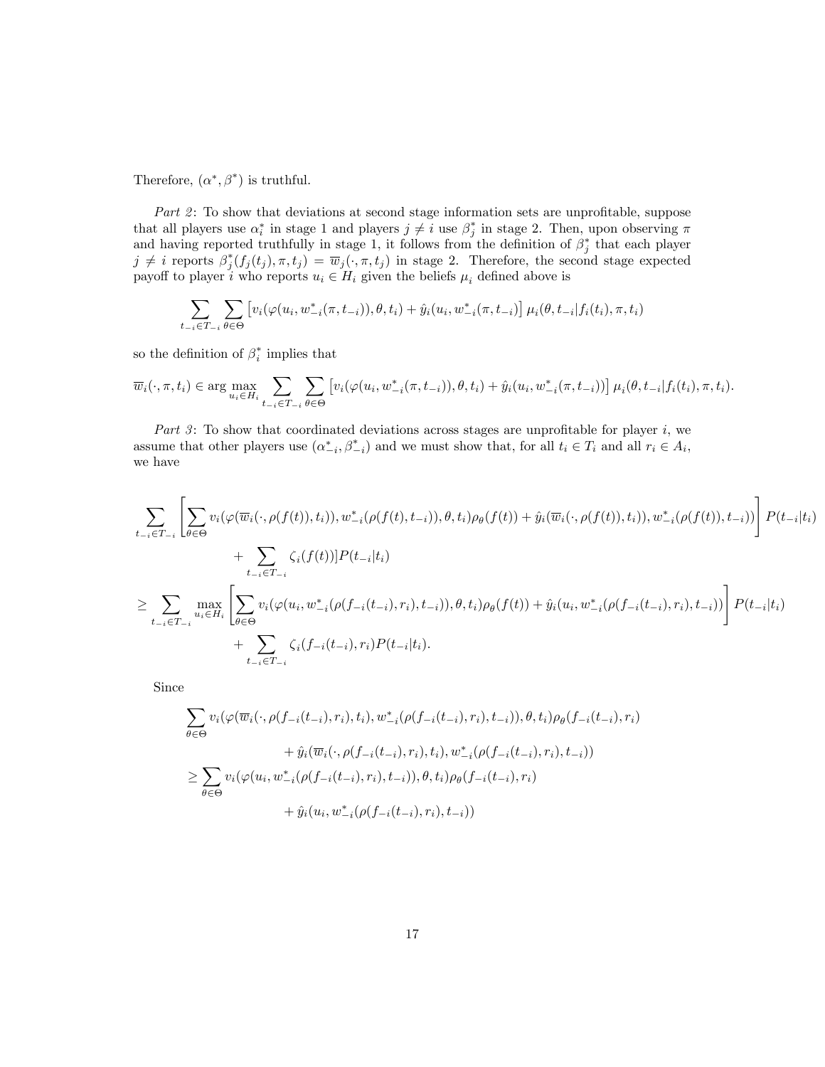Therefore, $(\alpha^*, \beta^*)$ is truthful.

*Part 2*: To show that deviations at second stage information sets are unprofitable, suppose that all players use $\alpha_i^*$ in stage 1 and players $j \neq i$ use $\beta_j^*$ in stage 2. Then, upon observing $\pi$ and having reported truthfully in stage 1, it follows from the definition of $\beta_j^*$ that each player $j \neq i$ reports $\beta_j^*(f_j(t_j), \pi, t_j) = \overline{w}_j(\cdot, \pi, t_j)$ in stage 2. Therefore, the second stage expected payoff to player $i$ who reports $u_i \in H_i$ given the beliefs $\mu_i$ defined above is

$$\sum_{t_{-i} \in T_{-i}} \sum_{\theta \in \Theta} \left[ v_i(\varphi(u_i, w_{-i}^*(\pi, t_{-i})), \theta, t_i) + \hat{y}_i(u_i, w_{-i}^*(\pi, t_{-i})) \right] \mu_i(\theta, t_{-i} | f_i(t_i), \pi, t_i)$$

so the definition of $\beta_i^*$ implies that

$$\overline{w}_i(\cdot, \pi, t_i) \in \arg\max_{u_i \in H_i} \sum_{t_{-i} \in T_{-i}} \sum_{\theta \in \Theta} \left[ v_i(\varphi(u_i, w_{-i}^*(\pi, t_{-i})), \theta, t_i) + \hat{y}_i(u_i, w_{-i}^*(\pi, t_{-i})) \right] \mu_i(\theta, t_{-i} | f_i(t_i), \pi, t_i).$$

*Part 3*: To show that coordinated deviations across stages are unprofitable for player $i$, we assume that other players use $(\alpha_{-i}^*, \beta_{-i}^*)$ and we must show that, for all $t_i \in T_i$ and all $r_i \in A_i$, we have

$$\begin{aligned}
&\sum_{t_{-i} \in T_{-i}} \left[ \sum_{\theta \in \Theta} v_i(\varphi(\overline{w}_i(\cdot, \rho(f(t)), t_i)), w_{-i}^*(\rho(f(t), t_{-i})), \theta, t_i) \rho_\theta(f(t)) + \hat{y}_i(\overline{w}_i(\cdot, \rho(f(t)), t_i)), w_{-i}^*(\rho(f(t)), t_{-i})) \right] P(t_{-i} | t_i) \\
&\qquad + \sum_{t_{-i} \in T_{-i}} \zeta_i(f(t))] P(t_{-i} | t_i) \\
&\geq \sum_{t_{-i} \in T_{-i}} \max_{u_i \in H_i} \left[ \sum_{\theta \in \Theta} v_i(\varphi(u_i, w_{-i}^*(\rho(f_{-i}(t_{-i}), r_i), t_{-i})), \theta, t_i) \rho_\theta(f(t)) + \hat{y}_i(u_i, w_{-i}^*(\rho(f_{-i}(t_{-i}), r_i), t_{-i})) \right] P(t_{-i} | t_i) \\
&\qquad + \sum_{t_{-i} \in T_{-i}} \zeta_i(f_{-i}(t_{-i}), r_i) P(t_{-i} | t_i).
\end{aligned}$$

Since

$$\begin{aligned}
&\sum_{\theta \in \Theta} v_i(\varphi(\overline{w}_i(\cdot, \rho(f_{-i}(t_{-i}), r_i), t_i), w_{-i}^*(\rho(f_{-i}(t_{-i}), r_i), t_{-i})), \theta, t_i) \rho_\theta(f_{-i}(t_{-i}), r_i) \\
&\qquad + \hat{y}_i(\overline{w}_i(\cdot, \rho(f_{-i}(t_{-i}), r_i), t_i), w_{-i}^*(\rho(f_{-i}(t_{-i}), r_i), t_{-i})) \\
&\geq \sum_{\theta \in \Theta} v_i(\varphi(u_i, w_{-i}^*(\rho(f_{-i}(t_{-i}), r_i), t_{-i})), \theta, t_i) \rho_\theta(f_{-i}(t_{-i}), r_i) \\
&\qquad + \hat{y}_i(u_i, w_{-i}^*(\rho(f_{-i}(t_{-i}), r_i), t_{-i}))
\end{aligned}$$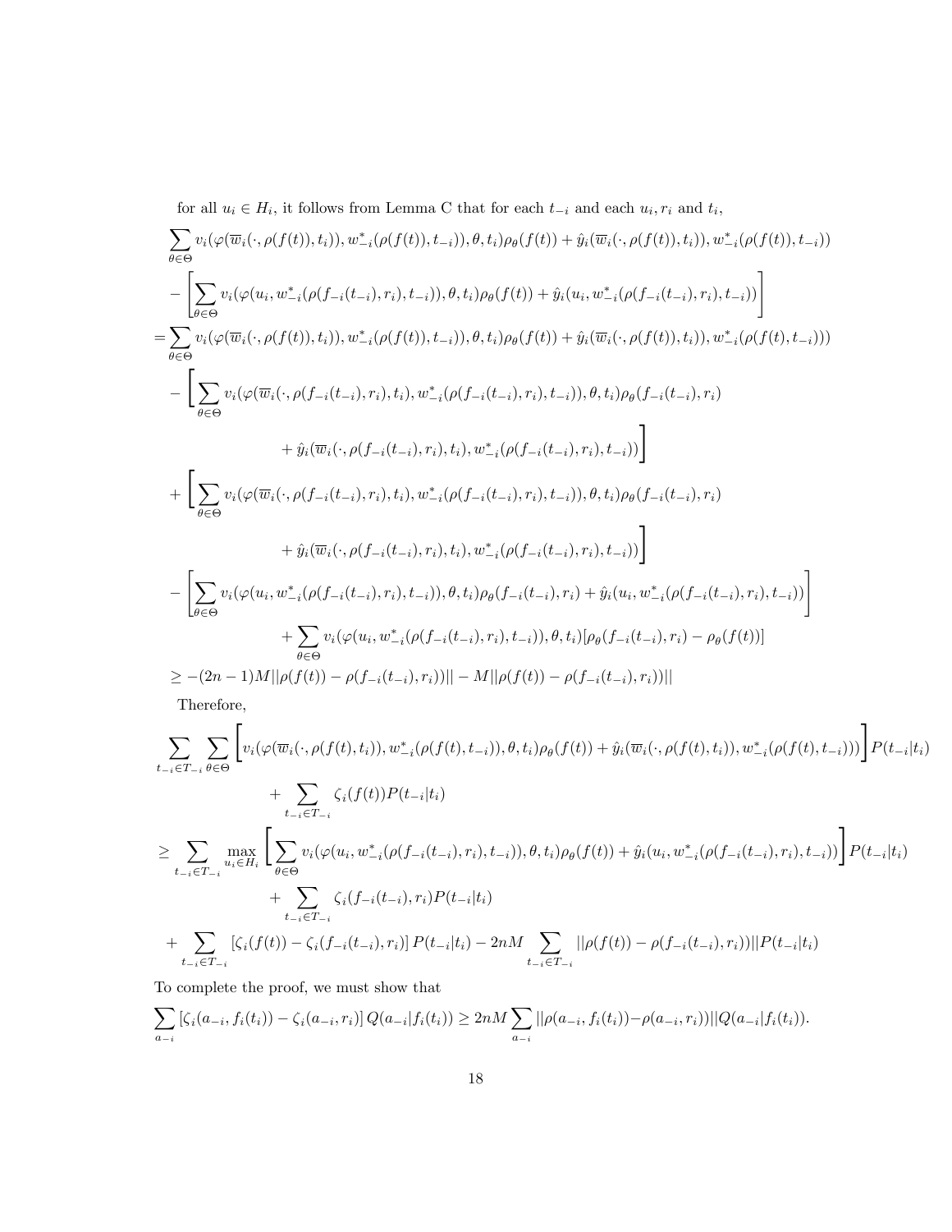for all $u_i \in H_i$, it follows from Lemma C that for each $t_{-i}$ and each $u_i, r_i$ and $t_i$,

$$
\begin{aligned}
&\sum_{\theta\in\Theta} v_i(\varphi(\overline{w}_i(\cdot,\rho(f(t)),t_i)), w^*_{-i}(\rho(f(t)),t_{-i})),\theta,t_i)\rho_\theta(f(t)) + \hat{y}_i(\overline{w}_i(\cdot,\rho(f(t)),t_i)), w^*_{-i}(\rho(f(t)),t_{-i}))\\
&-\left[\sum_{\theta\in\Theta} v_i(\varphi(u_i, w^*_{-i}(\rho(f_{-i}(t_{-i}),r_i),t_{-i})),\theta,t_i)\rho_\theta(f(t)) + \hat{y}_i(u_i, w^*_{-i}(\rho(f_{-i}(t_{-i}),r_i),t_{-i}))\right]\\
=&\sum_{\theta\in\Theta} v_i(\varphi(\overline{w}_i(\cdot,\rho(f(t)),t_i)), w^*_{-i}(\rho(f(t)),t_{-i})),\theta,t_i)\rho_\theta(f(t)) + \hat{y}_i(\overline{w}_i(\cdot,\rho(f(t)),t_i)), w^*_{-i}(\rho(f(t),t_{-i})))\\
&-\Bigg[\sum_{\theta\in\Theta} v_i(\varphi(\overline{w}_i(\cdot,\rho(f_{-i}(t_{-i}),r_i),t_i), w^*_{-i}(\rho(f_{-i}(t_{-i}),r_i),t_{-i})),\theta,t_i)\rho_\theta(f_{-i}(t_{-i}),r_i)\\
&\qquad\qquad + \hat{y}_i(\overline{w}_i(\cdot,\rho(f_{-i}(t_{-i}),r_i),t_i), w^*_{-i}(\rho(f_{-i}(t_{-i}),r_i),t_{-i}))\Bigg]\\
&+\Bigg[\sum_{\theta\in\Theta} v_i(\varphi(\overline{w}_i(\cdot,\rho(f_{-i}(t_{-i}),r_i),t_i), w^*_{-i}(\rho(f_{-i}(t_{-i}),r_i),t_{-i})),\theta,t_i)\rho_\theta(f_{-i}(t_{-i}),r_i)\\
&\qquad\qquad + \hat{y}_i(\overline{w}_i(\cdot,\rho(f_{-i}(t_{-i}),r_i),t_i), w^*_{-i}(\rho(f_{-i}(t_{-i}),r_i),t_{-i}))\Bigg]\\
&-\left[\sum_{\theta\in\Theta} v_i(\varphi(u_i, w^*_{-i}(\rho(f_{-i}(t_{-i}),r_i),t_{-i})),\theta,t_i)\rho_\theta(f_{-i}(t_{-i}),r_i) + \hat{y}_i(u_i, w^*_{-i}(\rho(f_{-i}(t_{-i}),r_i),t_{-i}))\right]\\
&\qquad\qquad + \sum_{\theta\in\Theta} v_i(\varphi(u_i, w^*_{-i}(\rho(f_{-i}(t_{-i}),r_i),t_{-i})),\theta,t_i)[\rho_\theta(f_{-i}(t_{-i}),r_i) - \rho_\theta(f(t))]\\
\geq& -(2n-1)M||\rho(f(t)) - \rho(f_{-i}(t_{-i}),r_i))|| - M||\rho(f(t)) - \rho(f_{-i}(t_{-i}),r_i))||
\end{aligned}
$$

Therefore,

$$
\begin{aligned}
&\sum_{t_{-i}\in T_{-i}}\sum_{\theta\in\Theta}\Bigg[v_i(\varphi(\overline{w}_i(\cdot,\rho(f(t),t_i)), w^*_{-i}(\rho(f(t),t_{-i})),\theta,t_i)\rho_\theta(f(t)) + \hat{y}_i(\overline{w}_i(\cdot,\rho(f(t),t_i)), w^*_{-i}(\rho(f(t),t_{-i})))\Bigg]P(t_{-i}|t_i)\\
&\qquad\qquad + \sum_{t_{-i}\in T_{-i}} \zeta_i(f(t))P(t_{-i}|t_i)\\
\geq& \sum_{t_{-i}\in T_{-i}} \max_{u_i\in H_i}\left[\sum_{\theta\in\Theta} v_i(\varphi(u_i, w^*_{-i}(\rho(f_{-i}(t_{-i}),r_i),t_{-i})),\theta,t_i)\rho_\theta(f(t)) + \hat{y}_i(u_i, w^*_{-i}(\rho(f_{-i}(t_{-i}),r_i),t_{-i}))\right]P(t_{-i}|t_i)\\
&\qquad\qquad + \sum_{t_{-i}\in T_{-i}} \zeta_i(f_{-i}(t_{-i}),r_i)P(t_{-i}|t_i)\\
&+\sum_{t_{-i}\in T_{-i}}\left[\zeta_i(f(t)) - \zeta_i(f_{-i}(t_{-i}),r_i)\right]P(t_{-i}|t_i) - 2nM\sum_{t_{-i}\in T_{-i}}||\rho(f(t)) - \rho(f_{-i}(t_{-i}),r_i))||P(t_{-i}|t_i)
\end{aligned}
$$

To complete the proof, we must show that

$$
\sum_{a_{-i}}\left[\zeta_i(a_{-i},f_i(t_i)) - \zeta_i(a_{-i},r_i)\right]Q(a_{-i}|f_i(t_i)) \geq 2nM\sum_{a_{-i}}||\rho(a_{-i},f_i(t_i)) - \rho(a_{-i},r_i))||Q(a_{-i}|f_i(t_i)).
$$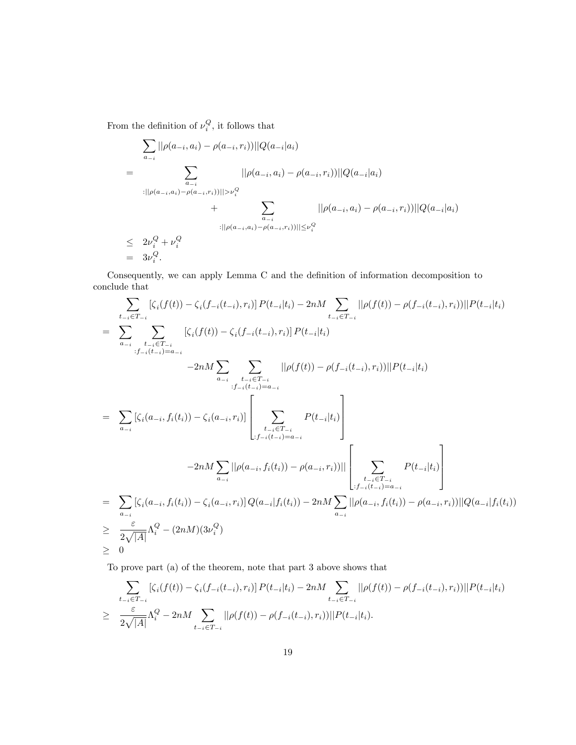From the definition of $\nu_i^Q$, it follows that

$$
\begin{aligned}
& \sum_{a_{-i}} ||\rho(a_{-i}, a_i) - \rho(a_{-i}, r_i))||Q(a_{-i}|a_i) \\
= & \sum_{\substack{a_{-i} \\ :||\rho(a_{-i},a_i)-\rho(a_{-i},r_i))||>\nu_i^Q}} ||\rho(a_{-i}, a_i) - \rho(a_{-i}, r_i))||Q(a_{-i}|a_i) \\
& \qquad + \sum_{\substack{a_{-i} \\ :||\rho(a_{-i},a_i)-\rho(a_{-i},r_i))||\leq\nu_i^Q}} ||\rho(a_{-i}, a_i) - \rho(a_{-i}, r_i))||Q(a_{-i}|a_i) \\
\leq & \ 2\nu_i^Q + \nu_i^Q \\
= & \ 3\nu_i^Q.
\end{aligned}
$$

Consequently, we can apply Lemma C and the definition of information decomposition to conclude that

$$
\begin{aligned}
& \sum_{t_{-i} \in T_{-i}} [\zeta_i(f(t)) - \zeta_i(f_{-i}(t_{-i}), r_i)] P(t_{-i}|t_i) - 2nM \sum_{t_{-i} \in T_{-i}} ||\rho(f(t)) - \rho(f_{-i}(t_{-i}), r_i))||P(t_{-i}|t_i) \\
= & \sum_{a_{-i}} \sum_{\substack{t_{-i} \in T_{-i} \\ :f_{-i}(t_{-i})=a_{-i}}} [\zeta_i(f(t)) - \zeta_i(f_{-i}(t_{-i}), r_i)] P(t_{-i}|t_i) \\
& \qquad -2nM \sum_{a_{-i}} \sum_{\substack{t_{-i} \in T_{-i} \\ :f_{-i}(t_{-i})=a_{-i}}} ||\rho(f(t)) - \rho(f_{-i}(t_{-i}), r_i))||P(t_{-i}|t_i) \\
= & \sum_{a_{-i}} [\zeta_i(a_{-i}, f_i(t_i)) - \zeta_i(a_{-i}, r_i)] \left[ \sum_{\substack{t_{-i} \in T_{-i} \\ :f_{-i}(t_{-i})=a_{-i}}} P(t_{-i}|t_i) \right] \\
& \qquad -2nM \sum_{a_{-i}} ||\rho(a_{-i}, f_i(t_i)) - \rho(a_{-i}, r_i))|| \left[ \sum_{\substack{t_{-i} \in T_{-i} \\ :f_{-i}(t_{-i})=a_{-i}}} P(t_{-i}|t_i) \right] \\
= & \sum_{a_{-i}} [\zeta_i(a_{-i}, f_i(t_i)) - \zeta_i(a_{-i}, r_i)] Q(a_{-i}|f_i(t_i)) - 2nM \sum_{a_{-i}} ||\rho(a_{-i}, f_i(t_i)) - \rho(a_{-i}, r_i))||Q(a_{-i}|f_i(t_i)) \\
\geq & \ \frac{\varepsilon}{2\sqrt{|A|}} \Lambda_i^Q - (2nM)(3\nu_i^Q) \\
\geq & \ 0
\end{aligned}
$$

To prove part (a) of the theorem, note that part 3 above shows that

$$
\begin{aligned}
& \sum_{t_{-i} \in T_{-i}} [\zeta_i(f(t)) - \zeta_i(f_{-i}(t_{-i}), r_i)] P(t_{-i}|t_i) - 2nM \sum_{t_{-i} \in T_{-i}} ||\rho(f(t)) - \rho(f_{-i}(t_{-i}), r_i))||P(t_{-i}|t_i) \\
\geq & \ \frac{\varepsilon}{2\sqrt{|A|}} \Lambda_i^Q - 2nM \sum_{t_{-i} \in T_{-i}} ||\rho(f(t)) - \rho(f_{-i}(t_{-i}), r_i))||P(t_{-i}|t_i).
\end{aligned}
$$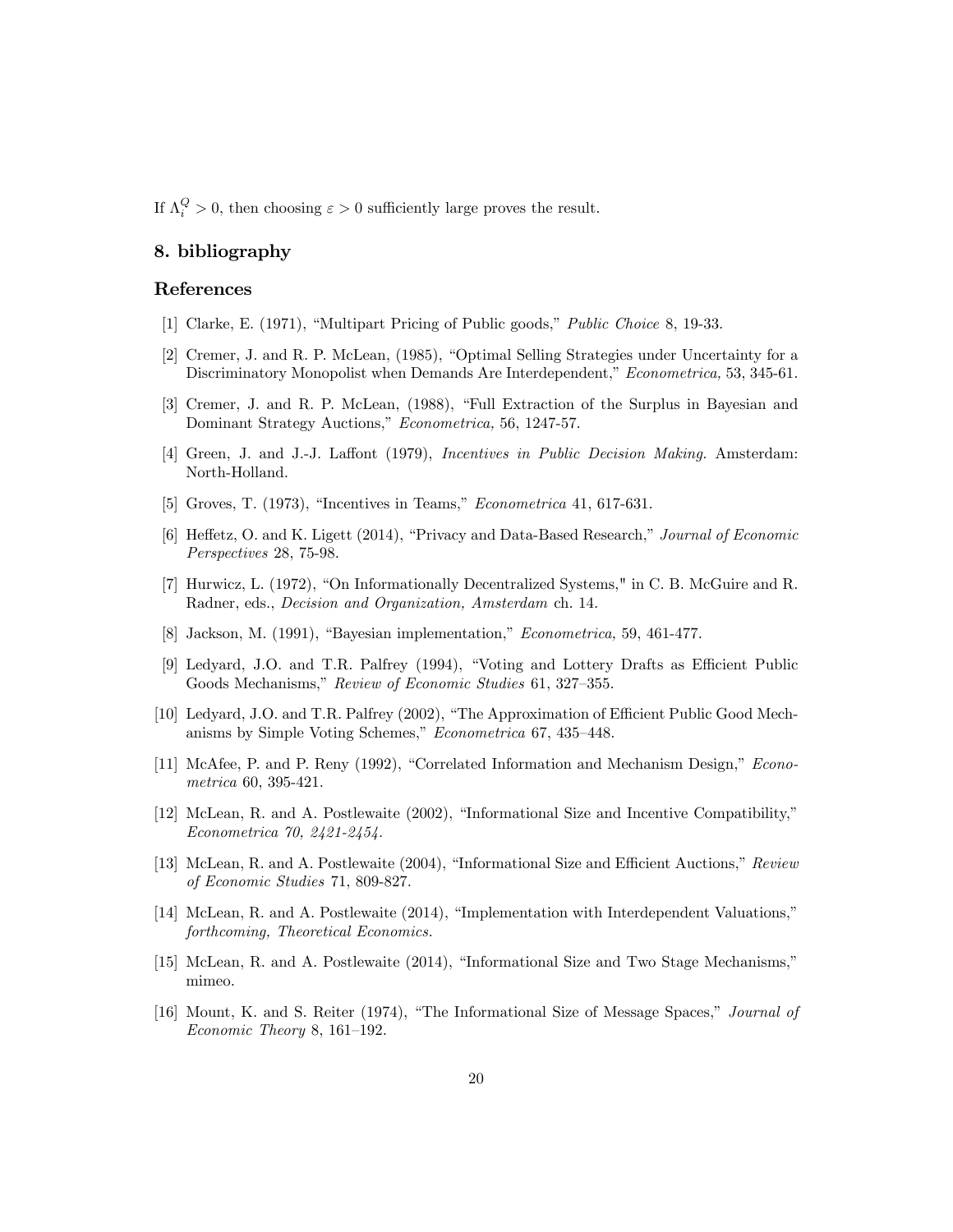If $\Lambda_i^Q > 0$, then choosing $\varepsilon > 0$ sufficiently large proves the result.

## 8. bibliography

## References

[1] Clarke, E. (1971), "Multipart Pricing of Public goods," *Public Choice* 8, 19-33.

[2] Cremer, J. and R. P. McLean, (1985), "Optimal Selling Strategies under Uncertainty for a Discriminatory Monopolist when Demands Are Interdependent," *Econometrica,* 53, 345-61.

[3] Cremer, J. and R. P. McLean, (1988), "Full Extraction of the Surplus in Bayesian and Dominant Strategy Auctions," *Econometrica,* 56, 1247-57.

[4] Green, J. and J.-J. Laffont (1979), *Incentives in Public Decision Making.* Amsterdam: North-Holland.

[5] Groves, T. (1973), "Incentives in Teams," *Econometrica* 41, 617-631.

[6] Heffetz, O. and K. Ligett (2014), "Privacy and Data-Based Research," *Journal of Economic Perspectives* 28, 75-98.

[7] Hurwicz, L. (1972), "On Informationally Decentralized Systems," in C. B. McGuire and R. Radner, eds., *Decision and Organization, Amsterdam* ch. 14.

[8] Jackson, M. (1991), "Bayesian implementation," *Econometrica,* 59, 461-477.

[9] Ledyard, J.O. and T.R. Palfrey (1994), "Voting and Lottery Drafts as Efficient Public Goods Mechanisms," *Review of Economic Studies* 61, 327–355.

[10] Ledyard, J.O. and T.R. Palfrey (2002), "The Approximation of Efficient Public Good Mechanisms by Simple Voting Schemes," *Econometrica* 67, 435–448.

[11] McAfee, P. and P. Reny (1992), "Correlated Information and Mechanism Design," *Econometrica* 60, 395-421.

[12] McLean, R. and A. Postlewaite (2002), "Informational Size and Incentive Compatibility," *Econometrica 70, 2421-2454.*

[13] McLean, R. and A. Postlewaite (2004), "Informational Size and Efficient Auctions," *Review of Economic Studies* 71, 809-827.

[14] McLean, R. and A. Postlewaite (2014), "Implementation with Interdependent Valuations," *forthcoming, Theoretical Economics.*

[15] McLean, R. and A. Postlewaite (2014), "Informational Size and Two Stage Mechanisms," mimeo.

[16] Mount, K. and S. Reiter (1974), "The Informational Size of Message Spaces," *Journal of Economic Theory* 8, 161–192.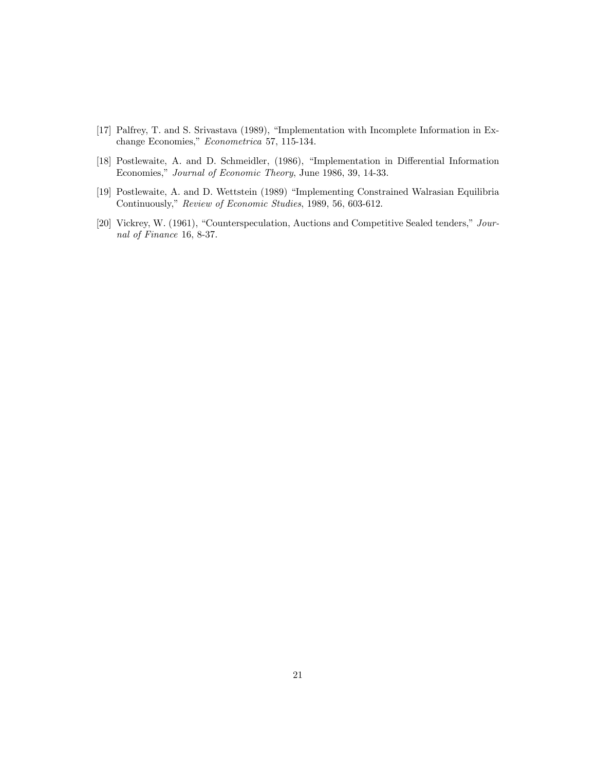[17] Palfrey, T. and S. Srivastava (1989), "Implementation with Incomplete Information in Exchange Economies," *Econometrica* 57, 115-134.

[18] Postlewaite, A. and D. Schmeidler, (1986), "Implementation in Differential Information Economies," *Journal of Economic Theory*, June 1986, 39, 14-33.

[19] Postlewaite, A. and D. Wettstein (1989) "Implementing Constrained Walrasian Equilibria Continuously," *Review of Economic Studies*, 1989, 56, 603-612.

[20] Vickrey, W. (1961), "Counterspeculation, Auctions and Competitive Sealed tenders," *Journal of Finance* 16, 8-37.